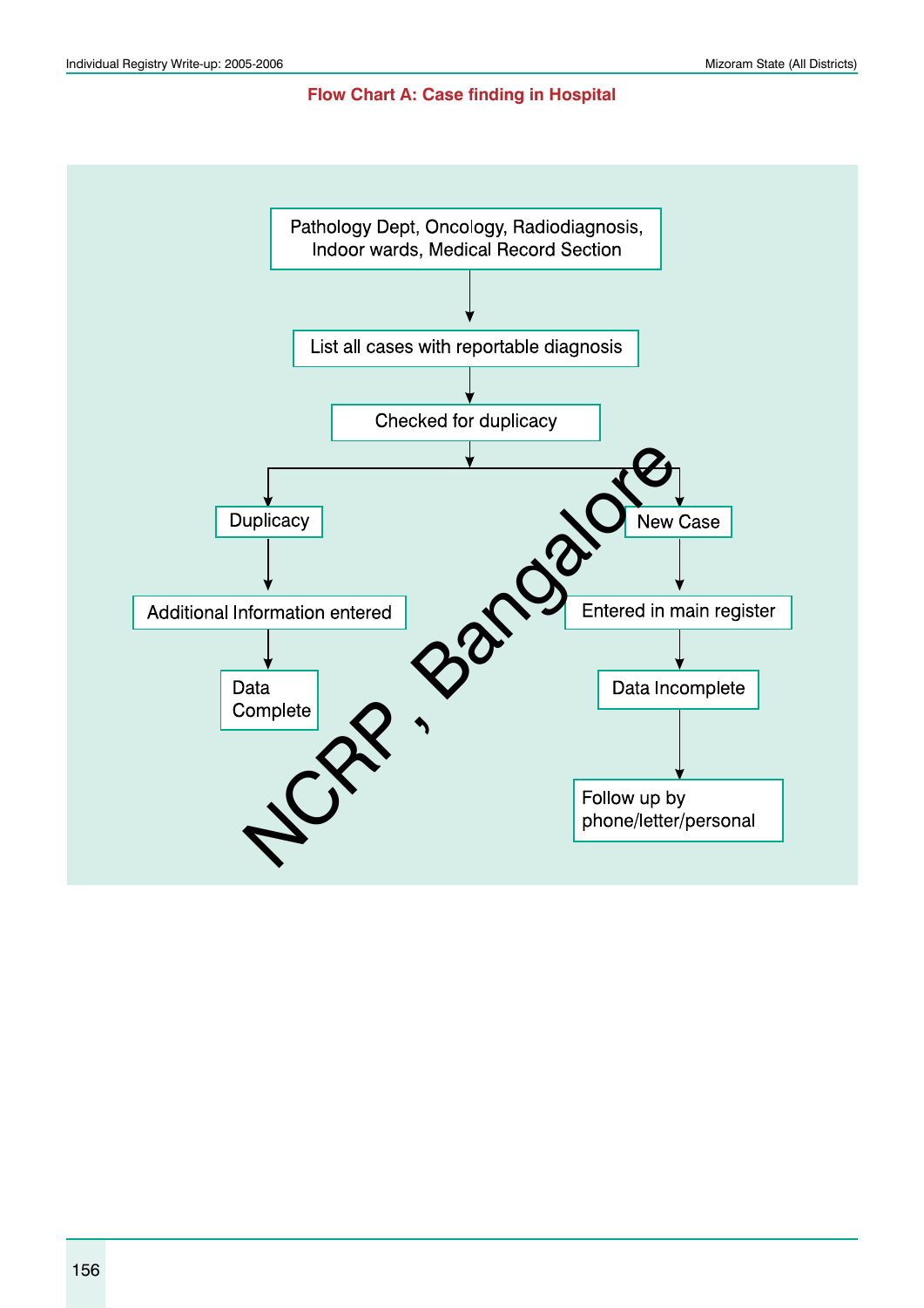## Flow Chart A: Case finding in Hospital

Pathology Dept, Oncology, Radiodiagnosis, Indoor wards, Medical Record Section

↓

List all cases with reportable diagnosis

↓

Checked for duplicacy

↓

- **Duplicacy**
  - ↓ Additional Information entered
  - ↓ Data Complete
- **New Case**
  - ↓ Entered in main register
  - ↓ Data Incomplete
  - ↓ Follow up by phone/letter/personal

NCRP , Bangalore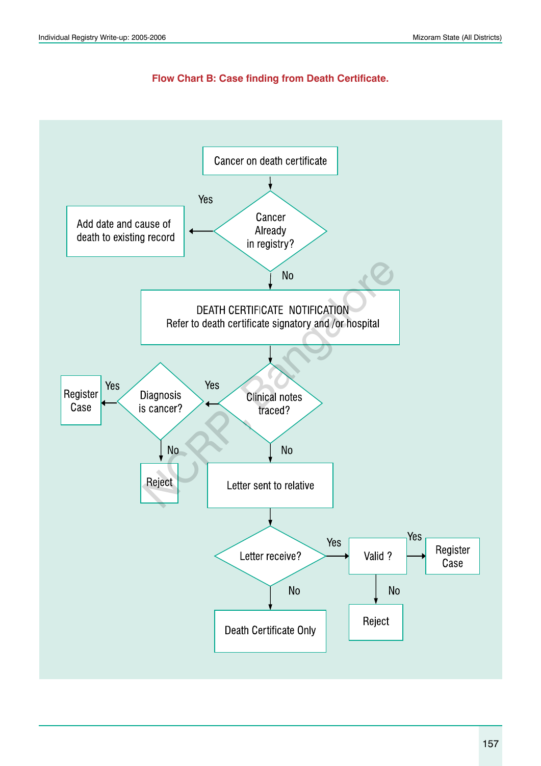**Flow Chart B: Case finding from Death Certificate.**

- Cancer on death certificate
  - Cancer Already in registry?
    - Yes → Add date and cause of death to existing record
    - No → DEATH CERTIFICATE NOTIFICATION
      Refer to death certificate signatory and /or hospital
      - Clinical notes traced?
        - Yes → Diagnosis is cancer?
          - Yes → Register Case
          - No → Reject
        - No → Letter sent to relative
          - Letter receive?
            - Yes → Valid ?
              - Yes → Register Case
              - No → Reject
            - No → Death Certificate Only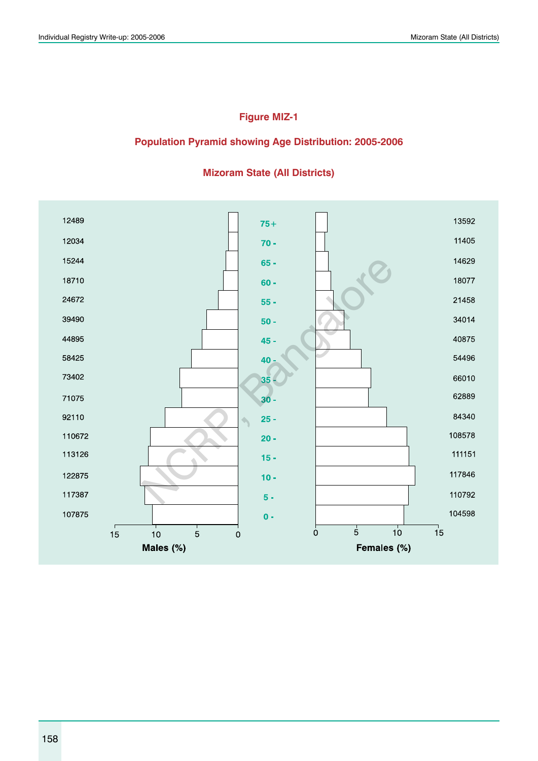**Figure MIZ-1**

**Population Pyramid showing Age Distribution: 2005-2006**

**Mizoram State (All Districts)**

| Age Group | Males | Females |
|---|---|---|
| 75+ | 12489 | 13592 |
| 70 - | 12034 | 11405 |
| 65 - | 15244 | 14629 |
| 60 - | 18710 | 18077 |
| 55 - | 24672 | 21458 |
| 50 - | 39490 | 34014 |
| 45 - | 44895 | 40875 |
| 40 - | 58425 | 54496 |
| 35 - | 73402 | 66010 |
| 30 - | 71075 | 62889 |
| 25 - | 92110 | 84340 |
| 20 - | 110672 | 108578 |
| 15 - | 113126 | 111151 |
| 10 - | 122875 | 117846 |
| 5 - | 117387 | 110792 |
| 0 - | 107875 | 104598 |

Males (%) Females (%)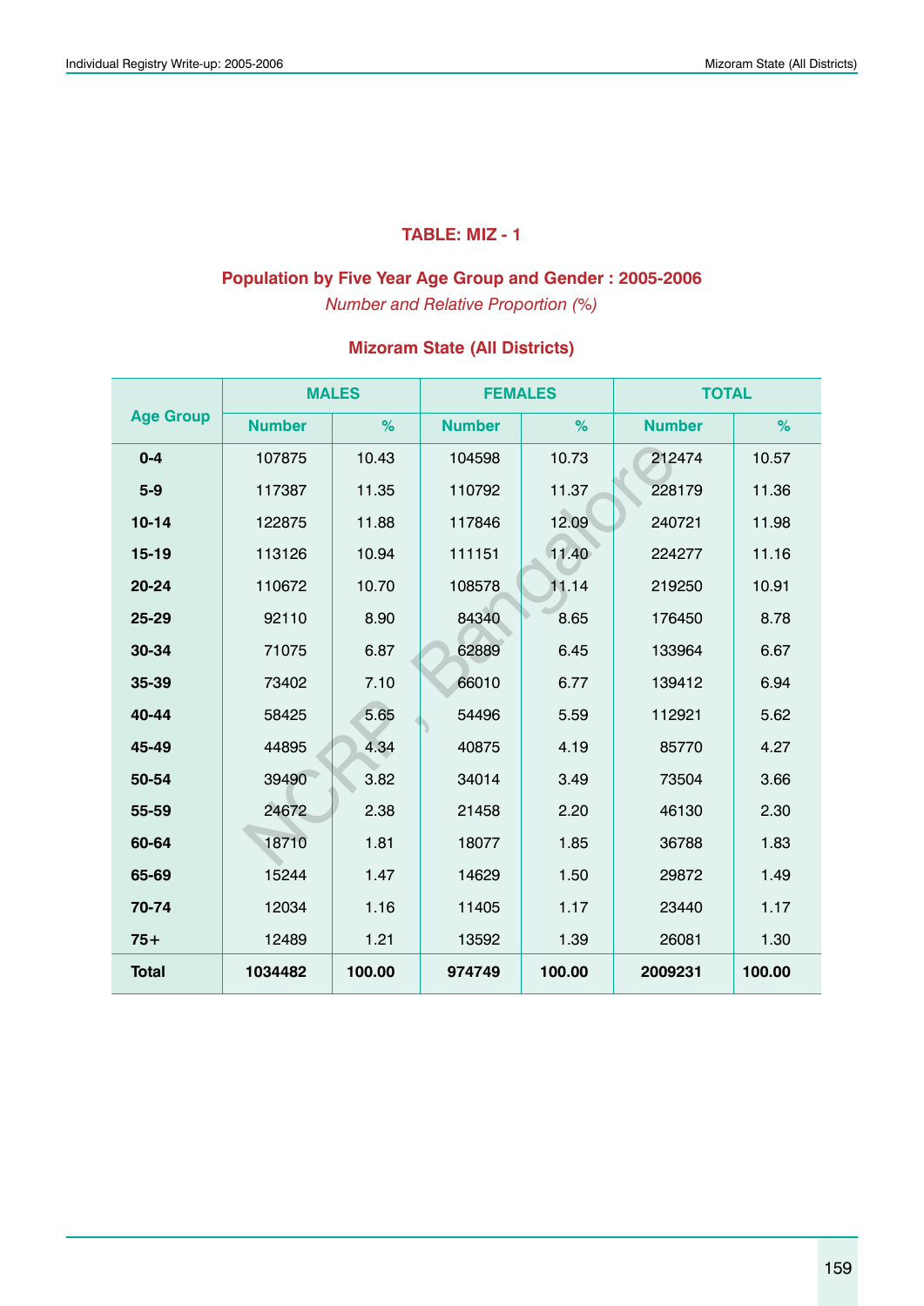## TABLE: MIZ - 1

### Population by Five Year Age Group and Gender : 2005-2006

*Number and Relative Proportion (%)*

### Mizoram State (All Districts)

| Age Group | MALES | | FEMALES | | TOTAL | |
|---|---|---|---|---|---|---|
| | Number | % | Number | % | Number | % |
| 0-4 | 107875 | 10.43 | 104598 | 10.73 | 212474 | 10.57 |
| 5-9 | 117387 | 11.35 | 110792 | 11.37 | 228179 | 11.36 |
| 10-14 | 122875 | 11.88 | 117846 | 12.09 | 240721 | 11.98 |
| 15-19 | 113126 | 10.94 | 111151 | 11.40 | 224277 | 11.16 |
| 20-24 | 110672 | 10.70 | 108578 | 11.14 | 219250 | 10.91 |
| 25-29 | 92110 | 8.90 | 84340 | 8.65 | 176450 | 8.78 |
| 30-34 | 71075 | 6.87 | 62889 | 6.45 | 133964 | 6.67 |
| 35-39 | 73402 | 7.10 | 66010 | 6.77 | 139412 | 6.94 |
| 40-44 | 58425 | 5.65 | 54496 | 5.59 | 112921 | 5.62 |
| 45-49 | 44895 | 4.34 | 40875 | 4.19 | 85770 | 4.27 |
| 50-54 | 39490 | 3.82 | 34014 | 3.49 | 73504 | 3.66 |
| 55-59 | 24672 | 2.38 | 21458 | 2.20 | 46130 | 2.30 |
| 60-64 | 18710 | 1.81 | 18077 | 1.85 | 36788 | 1.83 |
| 65-69 | 15244 | 1.47 | 14629 | 1.50 | 29872 | 1.49 |
| 70-74 | 12034 | 1.16 | 11405 | 1.17 | 23440 | 1.17 |
| 75+ | 12489 | 1.21 | 13592 | 1.39 | 26081 | 1.30 |
| **Total** | **1034482** | **100.00** | **974749** | **100.00** | **2009231** | **100.00** |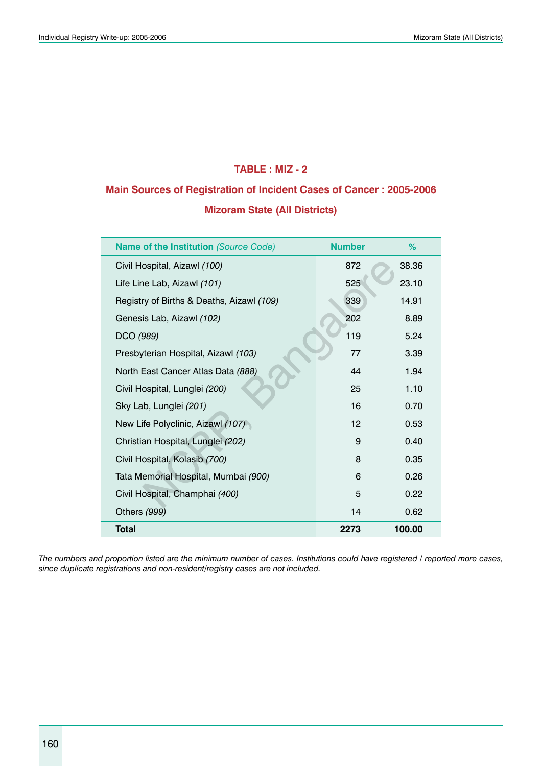## TABLE : MIZ - 2

### Main Sources of Registration of Incident Cases of Cancer : 2005-2006

### Mizoram State (All Districts)

| Name of the Institution *(Source Code)* | Number | % |
|---|---|---|
| Civil Hospital, Aizawl *(100)* | 872 | 38.36 |
| Life Line Lab, Aizawl *(101)* | 525 | 23.10 |
| Registry of Births & Deaths, Aizawl *(109)* | 339 | 14.91 |
| Genesis Lab, Aizawl *(102)* | 202 | 8.89 |
| DCO *(989)* | 119 | 5.24 |
| Presbyterian Hospital, Aizawl *(103)* | 77 | 3.39 |
| North East Cancer Atlas Data *(888)* | 44 | 1.94 |
| Civil Hospital, Lunglei *(200)* | 25 | 1.10 |
| Sky Lab, Lunglei *(201)* | 16 | 0.70 |
| New Life Polyclinic, Aizawl *(107)* | 12 | 0.53 |
| Christian Hospital, Lunglei *(202)* | 9 | 0.40 |
| Civil Hospital, Kolasib *(700)* | 8 | 0.35 |
| Tata Memorial Hospital, Mumbai *(900)* | 6 | 0.26 |
| Civil Hospital, Champhai *(400)* | 5 | 0.22 |
| Others *(999)* | 14 | 0.62 |
| **Total** | **2273** | **100.00** |

*The numbers and proportion listed are the minimum number of cases. Institutions could have registered / reported more cases, since duplicate registrations and non-resident/registry cases are not included.*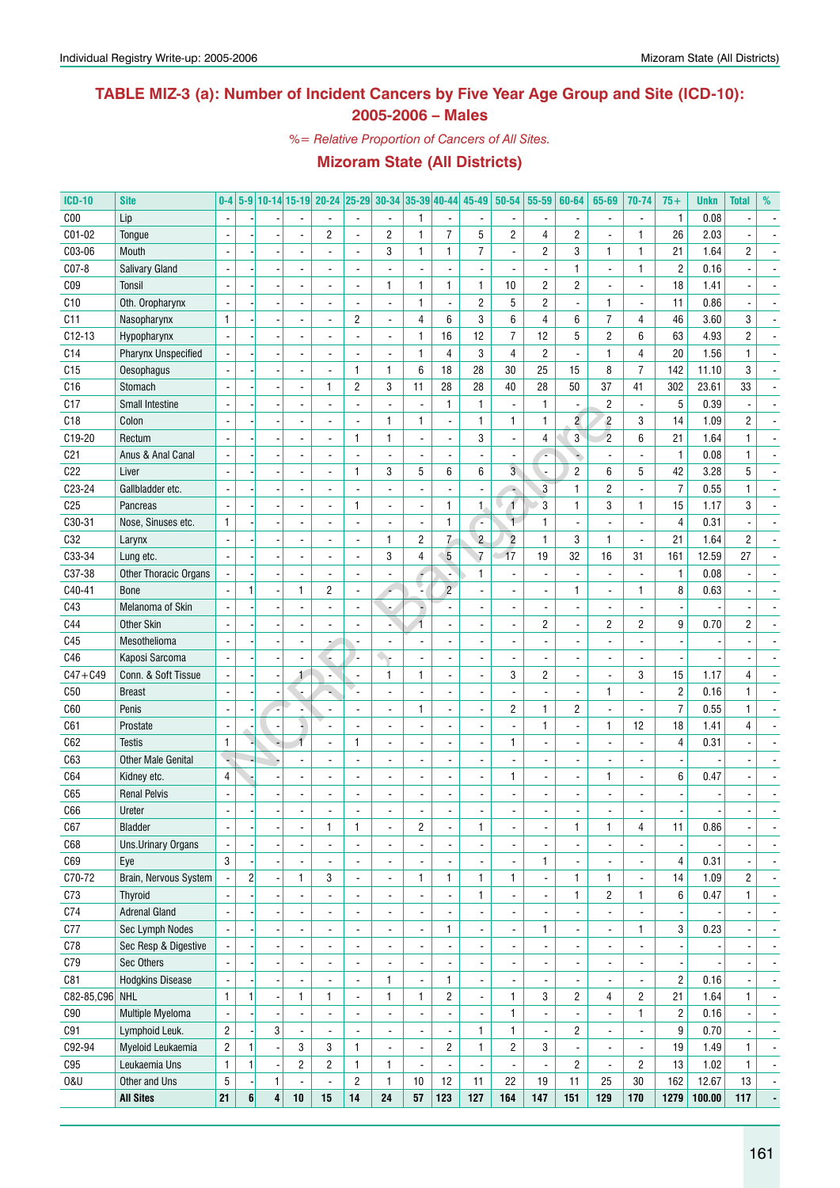# TABLE MIZ-3 (a): Number of Incident Cancers by Five Year Age Group and Site (ICD-10): 2005-2006 – Males

*%= Relative Proportion of Cancers of All Sites.*

## Mizoram State (All Districts)

| ICD-10 | Site | 0-4 | 5-9 | 10-14 | 15-19 | 20-24 | 25-29 | 30-34 | 35-39 | 40-44 | 45-49 | 50-54 | 55-59 | 60-64 | 65-69 | 70-74 | 75+ | Unkn | Total | % |
|---|---|---|---|---|---|---|---|---|---|---|---|---|---|---|---|---|---|---|---|---|
| C00 | Lip | - | - | - | - | - | - | - | 1 | - | - | - | - | - | - | - | 1 | 0.08 | - | - |
| C01-02 | Tongue | - | - | - | - | 2 | - | 2 | 1 | 7 | 5 | 2 | 4 | 2 | - | 1 | 26 | 2.03 | - | - |
| C03-06 | Mouth | - | - | - | - | - | - | 3 | 1 | 1 | 7 | - | 2 | 3 | 1 | 1 | 21 | 1.64 | 2 | - |
| C07-8 | Salivary Gland | - | - | - | - | - | - | - | - | - | - | - | - | 1 | - | 1 | 2 | 0.16 | - | - |
| C09 | Tonsil | - | - | - | - | - | - | 1 | 1 | 1 | 1 | 10 | 2 | 2 | - | - | 18 | 1.41 | - | - |
| C10 | Oth. Oropharynx | - | - | - | - | - | - | - | 1 | - | 2 | 5 | 2 | - | 1 | - | 11 | 0.86 | - | - |
| C11 | Nasopharynx | 1 | - | - | - | - | 2 | - | 4 | 6 | 3 | 6 | 4 | 6 | 7 | 4 | 46 | 3.60 | 3 | - |
| C12-13 | Hypopharynx | - | - | - | - | - | - | - | 1 | 16 | 12 | 7 | 12 | 5 | 2 | 6 | 63 | 4.93 | 2 | - |
| C14 | Pharynx Unspecified | - | - | - | - | - | - | - | 1 | 4 | 3 | 4 | 2 | - | 1 | 4 | 20 | 1.56 | 1 | - |
| C15 | Oesophagus | - | - | - | - | - | 1 | 1 | 6 | 18 | 28 | 30 | 25 | 15 | 8 | 7 | 142 | 11.10 | 3 | - |
| C16 | Stomach | - | - | - | - | 1 | 2 | 3 | 11 | 28 | 28 | 40 | 28 | 50 | 37 | 41 | 302 | 23.61 | 33 | - |
| C17 | Small Intestine | - | - | - | - | - | - | - | - | 1 | 1 | - | 1 | - | 2 | - | 5 | 0.39 | - | - |
| C18 | Colon | - | - | - | - | - | - | 1 | 1 | - | 1 | 1 | 1 | 2 | 2 | 3 | 14 | 1.09 | 2 | - |
| C19-20 | Rectum | - | - | - | - | - | 1 | 1 | - | - | 3 | - | 4 | 3 | 2 | 6 | 21 | 1.64 | 1 | - |
| C21 | Anus & Anal Canal | - | - | - | - | - | - | - | - | - | - | - | - | - | - | - | 1 | 0.08 | 1 | - |
| C22 | Liver | - | - | - | - | - | 1 | 3 | 5 | 6 | 6 | 3 | - | 2 | 6 | 5 | 42 | 3.28 | 5 | - |
| C23-24 | Gallbladder etc. | - | - | - | - | - | - | - | - | - | - | - | 3 | 1 | 2 | - | 7 | 0.55 | 1 | - |
| C25 | Pancreas | - | - | - | - | - | 1 | - | - | 1 | 1 | 1 | 3 | 1 | 3 | 1 | 15 | 1.17 | 3 | - |
| C30-31 | Nose, Sinuses etc. | 1 | - | - | - | - | - | - | - | 1 | - | 1 | 1 | - | - | - | 4 | 0.31 | - | - |
| C32 | Larynx | - | - | - | - | - | - | 1 | 2 | 7 | 2 | 2 | 1 | 3 | 1 | - | 21 | 1.64 | 2 | - |
| C33-34 | Lung etc. | - | - | - | - | - | - | 3 | 4 | 5 | 7 | 17 | 19 | 32 | 16 | 31 | 161 | 12.59 | 27 | - |
| C37-38 | Other Thoracic Organs | - | - | - | - | - | - | - | - | - | 1 | - | - | - | - | - | 1 | 0.08 | - | - |
| C40-41 | Bone | - | 1 | - | 1 | 2 | - | - | - | 2 | - | - | - | 1 | - | 1 | 8 | 0.63 | - | - |
| C43 | Melanoma of Skin | - | - | - | - | - | - | - | - | - | - | - | - | - | - | - | - | - | - | - |
| C44 | Other Skin | - | - | - | - | - | - | - | 1 | - | - | - | 2 | - | 2 | 2 | 9 | 0.70 | 2 | - |
| C45 | Mesothelioma | - | - | - | - | - | - | - | - | - | - | - | - | - | - | - | - | - | - | - |
| C46 | Kaposi Sarcoma | - | - | - | - | - | - | - | - | - | - | - | - | - | - | - | - | - | - | - |
| C47+C49 | Conn. & Soft Tissue | - | - | - | 1 | - | - | 1 | 1 | - | - | 3 | 2 | - | - | 3 | 15 | 1.17 | 4 | - |
| C50 | Breast | - | - | - | - | - | - | - | - | - | - | - | - | - | 1 | - | 2 | 0.16 | 1 | - |
| C60 | Penis | - | - | - | - | - | - | - | 1 | - | - | 2 | 1 | 2 | - | - | 7 | 0.55 | 1 | - |
| C61 | Prostate | - | - | - | - | - | - | - | - | - | - | - | 1 | - | 1 | 12 | 18 | 1.41 | 4 | - |
| C62 | Testis | 1 | - | - | 1 | - | 1 | - | - | - | - | 1 | - | - | - | - | 4 | 0.31 | - | - |
| C63 | Other Male Genital | - | - | - | - | - | - | - | - | - | - | - | - | - | - | - | - | - | - | - |
| C64 | Kidney etc. | 4 | - | - | - | - | - | - | - | - | - | 1 | - | - | 1 | - | 6 | 0.47 | - | - |
| C65 | Renal Pelvis | - | - | - | - | - | - | - | - | - | - | - | - | - | - | - | - | - | - | - |
| C66 | Ureter | - | - | - | - | - | - | - | - | - | - | - | - | - | - | - | - | - | - | - |
| C67 | Bladder | - | - | - | - | 1 | 1 | - | 2 | - | 1 | - | - | 1 | 1 | 4 | 11 | 0.86 | - | - |
| C68 | Uns.Urinary Organs | - | - | - | - | - | - | - | - | - | - | - | - | - | - | - | - | - | - | - |
| C69 | Eye | 3 | - | - | - | - | - | - | - | - | - | - | 1 | - | - | - | 4 | 0.31 | - | - |
| C70-72 | Brain, Nervous System | - | 2 | - | 1 | 3 | - | - | 1 | 1 | 1 | 1 | - | 1 | 1 | - | 14 | 1.09 | 2 | - |
| C73 | Thyroid | - | - | - | - | - | - | - | - | - | 1 | - | - | 1 | 2 | 1 | 6 | 0.47 | 1 | - |
| C74 | Adrenal Gland | - | - | - | - | - | - | - | - | - | - | - | - | - | - | - | - | - | - | - |
| C77 | Sec Lymph Nodes | - | - | - | - | - | - | - | - | 1 | - | - | 1 | - | - | 1 | 3 | 0.23 | - | - |
| C78 | Sec Resp & Digestive | - | - | - | - | - | - | - | - | - | - | - | - | - | - | - | - | - | - | - |
| C79 | Sec Others | - | - | - | - | - | - | - | - | - | - | - | - | - | - | - | - | - | - | - |
| C81 | Hodgkins Disease | - | - | - | - | - | - | 1 | - | 1 | - | - | - | - | - | - | 2 | 0.16 | - | - |
| C82-85,C96 | NHL | 1 | 1 | - | 1 | 1 | - | 1 | 1 | 2 | - | 1 | 3 | 2 | 4 | 2 | 21 | 1.64 | 1 | - |
| C90 | Multiple Myeloma | - | - | - | - | - | - | - | - | - | - | 1 | - | - | - | 1 | 2 | 0.16 | - | - |
| C91 | Lymphoid Leuk. | 2 | - | 3 | - | - | - | - | - | - | 1 | 1 | - | 2 | - | - | 9 | 0.70 | - | - |
| C92-94 | Myeloid Leukaemia | 2 | 1 | - | 3 | 3 | 1 | - | - | 2 | 1 | 2 | 3 | - | - | - | 19 | 1.49 | 1 | - |
| C95 | Leukaemia Uns | 1 | 1 | - | 2 | 2 | 1 | 1 | - | - | - | - | - | 2 | - | 2 | 13 | 1.02 | 1 | - |
| O&U | Other and Uns | 5 | - | 1 | - | - | 2 | 1 | 10 | 12 | 11 | 22 | 19 | 11 | 25 | 30 | 162 | 12.67 | 13 | - |
| | **All Sites** | **21** | **6** | **4** | **10** | **15** | **14** | **24** | **57** | **123** | **127** | **164** | **147** | **151** | **129** | **170** | **1279** | **100.00** | **117** | **-** |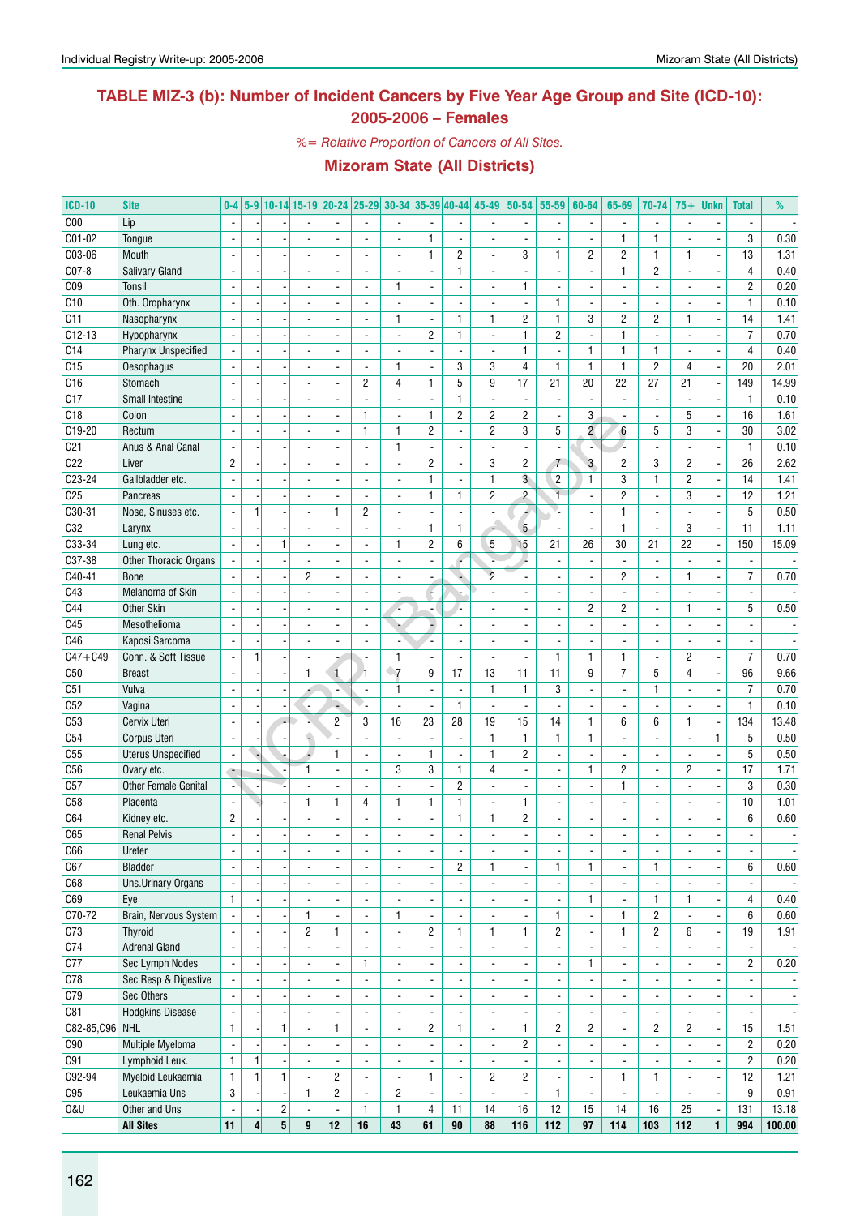## TABLE MIZ-3 (b): Number of Incident Cancers by Five Year Age Group and Site (ICD-10): 2005-2006 – Females

*%= Relative Proportion of Cancers of All Sites.*

### Mizoram State (All Districts)

| ICD-10 | Site | 0-4 | 5-9 | 10-14 | 15-19 | 20-24 | 25-29 | 30-34 | 35-39 | 40-44 | 45-49 | 50-54 | 55-59 | 60-64 | 65-69 | 70-74 | 75+ | Unkn | Total | % |
|---|---|---|---|---|---|---|---|---|---|---|---|---|---|---|---|---|---|---|---|---|
| C00 | Lip | - | - | - | - | - | - | - | - | - | - | - | - | - | - | - | - | - | - | - |
| C01-02 | Tongue | - | - | - | - | - | - | - | 1 | - | - | - | - | - | 1 | 1 | - | - | 3 | 0.30 |
| C03-06 | Mouth | - | - | - | - | - | - | - | 1 | 2 | - | 3 | 1 | 2 | 2 | 1 | 1 | - | 13 | 1.31 |
| C07-8 | Salivary Gland | - | - | - | - | - | - | - | - | 1 | - | - | - | - | 1 | 2 | - | - | 4 | 0.40 |
| C09 | Tonsil | - | - | - | - | - | - | 1 | - | - | - | 1 | - | - | - | - | - | - | 2 | 0.20 |
| C10 | Oth. Oropharynx | - | - | - | - | - | - | - | - | - | - | - | 1 | - | - | - | - | - | 1 | 0.10 |
| C11 | Nasopharynx | - | - | - | - | - | - | 1 | - | 1 | 1 | 2 | 1 | 3 | 2 | 2 | 1 | - | 14 | 1.41 |
| C12-13 | Hypopharynx | - | - | - | - | - | - | - | 2 | 1 | - | 1 | 2 | - | 1 | - | - | - | 7 | 0.70 |
| C14 | Pharynx Unspecified | - | - | - | - | - | - | - | - | - | - | 1 | - | 1 | 1 | 1 | - | - | 4 | 0.40 |
| C15 | Oesophagus | - | - | - | - | - | - | 1 | - | 3 | 3 | 4 | 1 | 1 | 1 | 2 | 4 | - | 20 | 2.01 |
| C16 | Stomach | - | - | - | - | - | 2 | 4 | 1 | 5 | 9 | 17 | 21 | 20 | 22 | 27 | 21 | - | 149 | 14.99 |
| C17 | Small Intestine | - | - | - | - | - | - | - | - | 1 | - | - | - | - | - | - | - | - | 1 | 0.10 |
| C18 | Colon | - | - | - | - | - | 1 | - | 1 | 2 | 2 | 2 | - | 3 | - | - | 5 | - | 16 | 1.61 |
| C19-20 | Rectum | - | - | - | - | - | 1 | 1 | 2 | - | 2 | 3 | 5 | 2 | 6 | 5 | 3 | - | 30 | 3.02 |
| C21 | Anus & Anal Canal | - | - | - | - | - | - | 1 | - | - | - | - | - | - | - | - | - | - | 1 | 0.10 |
| C22 | Liver | 2 | - | - | - | - | - | - | 2 | - | 3 | 2 | 7 | 3 | 2 | 3 | 2 | - | 26 | 2.62 |
| C23-24 | Gallbladder etc. | - | - | - | - | - | - | - | 1 | - | 1 | 3 | 2 | 1 | 3 | 1 | 2 | - | 14 | 1.41 |
| C25 | Pancreas | - | - | - | - | - | - | - | 1 | 1 | 2 | 2 | 1 | - | 2 | - | 3 | - | 12 | 1.21 |
| C30-31 | Nose, Sinuses etc. | - | 1 | - | - | 1 | 2 | - | - | - | - | - | - | - | 1 | - | - | - | 5 | 0.50 |
| C32 | Larynx | - | - | - | - | - | - | - | 1 | 1 | - | 5 | - | - | 1 | - | 3 | - | 11 | 1.11 |
| C33-34 | Lung etc. | - | - | 1 | - | - | - | 1 | 2 | 6 | 5 | 15 | 21 | 26 | 30 | 21 | 22 | - | 150 | 15.09 |
| C37-38 | Other Thoracic Organs | - | - | - | - | - | - | - | - | - | - | - | - | - | - | - | - | - | - | - |
| C40-41 | Bone | - | - | - | 2 | - | - | - | - | - | 2 | - | - | - | 2 | - | 1 | - | 7 | 0.70 |
| C43 | Melanoma of Skin | - | - | - | - | - | - | - | - | - | - | - | - | - | - | - | - | - | - | - |
| C44 | Other Skin | - | - | - | - | - | - | - | - | - | - | - | - | 2 | 2 | - | 1 | - | 5 | 0.50 |
| C45 | Mesothelioma | - | - | - | - | - | - | - | - | - | - | - | - | - | - | - | - | - | - | - |
| C46 | Kaposi Sarcoma | - | - | - | - | - | - | - | - | - | - | - | - | - | - | - | - | - | - | - |
| C47+C49 | Conn. & Soft Tissue | - | 1 | - | - | - | - | 1 | - | - | - | - | 1 | 1 | 1 | - | 2 | - | 7 | 0.70 |
| C50 | Breast | - | - | - | 1 | 1 | 1 | 7 | 9 | 17 | 13 | 11 | 11 | 9 | 7 | 5 | 4 | - | 96 | 9.66 |
| C51 | Vulva | - | - | - | - | - | - | 1 | - | - | 1 | 1 | 3 | - | - | 1 | - | - | 7 | 0.70 |
| C52 | Vagina | - | - | - | - | - | - | - | - | 1 | - | - | - | - | - | - | - | - | 1 | 0.10 |
| C53 | Cervix Uteri | - | - | - | - | 2 | 3 | 16 | 23 | 28 | 19 | 15 | 14 | 1 | 6 | 6 | 1 | - | 134 | 13.48 |
| C54 | Corpus Uteri | - | - | - | - | - | - | - | - | - | 1 | 1 | 1 | 1 | - | - | - | 1 | 5 | 0.50 |
| C55 | Uterus Unspecified | - | - | - | - | 1 | - | - | 1 | - | 1 | 2 | - | - | - | - | - | - | 5 | 0.50 |
| C56 | Ovary etc. | - | - | - | 1 | - | - | 3 | 3 | 1 | 4 | - | - | 1 | 2 | - | 2 | - | 17 | 1.71 |
| C57 | Other Female Genital | - | - | - | - | - | - | - | - | 2 | - | - | - | - | 1 | - | - | - | 3 | 0.30 |
| C58 | Placenta | - | - | - | 1 | 1 | 4 | 1 | 1 | 1 | - | 1 | - | - | - | - | - | - | 10 | 1.01 |
| C64 | Kidney etc. | 2 | - | - | - | - | - | - | - | 1 | 1 | 2 | - | - | - | - | - | - | 6 | 0.60 |
| C65 | Renal Pelvis | - | - | - | - | - | - | - | - | - | - | - | - | - | - | - | - | - | - | - |
| C66 | Ureter | - | - | - | - | - | - | - | - | - | - | - | - | - | - | - | - | - | - | - |
| C67 | Bladder | - | - | - | - | - | - | - | - | 2 | 1 | - | 1 | 1 | - | 1 | - | - | 6 | 0.60 |
| C68 | Uns.Urinary Organs | - | - | - | - | - | - | - | - | - | - | - | - | - | - | - | - | - | - | - |
| C69 | Eye | 1 | - | - | - | - | - | - | - | - | - | - | - | 1 | - | 1 | 1 | - | 4 | 0.40 |
| C70-72 | Brain, Nervous System | - | - | - | 1 | - | - | 1 | - | - | - | - | 1 | - | 1 | 2 | - | - | 6 | 0.60 |
| C73 | Thyroid | - | - | - | 2 | 1 | - | - | 2 | 1 | 1 | 1 | 2 | - | 1 | 2 | 6 | - | 19 | 1.91 |
| C74 | Adrenal Gland | - | - | - | - | - | - | - | - | - | - | - | - | - | - | - | - | - | - | - |
| C77 | Sec Lymph Nodes | - | - | - | - | - | 1 | - | - | - | - | - | - | 1 | - | - | - | - | 2 | 0.20 |
| C78 | Sec Resp & Digestive | - | - | - | - | - | - | - | - | - | - | - | - | - | - | - | - | - | - | - |
| C79 | Sec Others | - | - | - | - | - | - | - | - | - | - | - | - | - | - | - | - | - | - | - |
| C81 | Hodgkins Disease | - | - | - | - | - | - | - | - | - | - | - | - | - | - | - | - | - | - | - |
| C82-85,C96 | NHL | 1 | - | 1 | - | 1 | - | - | 2 | 1 | - | 1 | 2 | 2 | - | 2 | 2 | - | 15 | 1.51 |
| C90 | Multiple Myeloma | - | - | - | - | - | - | - | - | - | - | 2 | - | - | - | - | - | - | 2 | 0.20 |
| C91 | Lymphoid Leuk. | 1 | 1 | - | - | - | - | - | - | - | - | - | - | - | - | - | - | - | 2 | 0.20 |
| C92-94 | Myeloid Leukaemia | 1 | 1 | 1 | - | 2 | - | - | 1 | - | 2 | 2 | - | - | 1 | 1 | - | - | 12 | 1.21 |
| C95 | Leukaemia Uns | 3 | - | - | 1 | 2 | - | 2 | - | - | - | - | 1 | - | - | - | - | - | 9 | 0.91 |
| O&U | Other and Uns | - | - | 2 | - | - | 1 | 1 | 4 | 11 | 14 | 16 | 12 | 15 | 14 | 16 | 25 | - | 131 | 13.18 |
| | **All Sites** | **11** | **4** | **5** | **9** | **12** | **16** | **43** | **61** | **90** | **88** | **116** | **112** | **97** | **114** | **103** | **112** | **1** | **994** | **100.00** |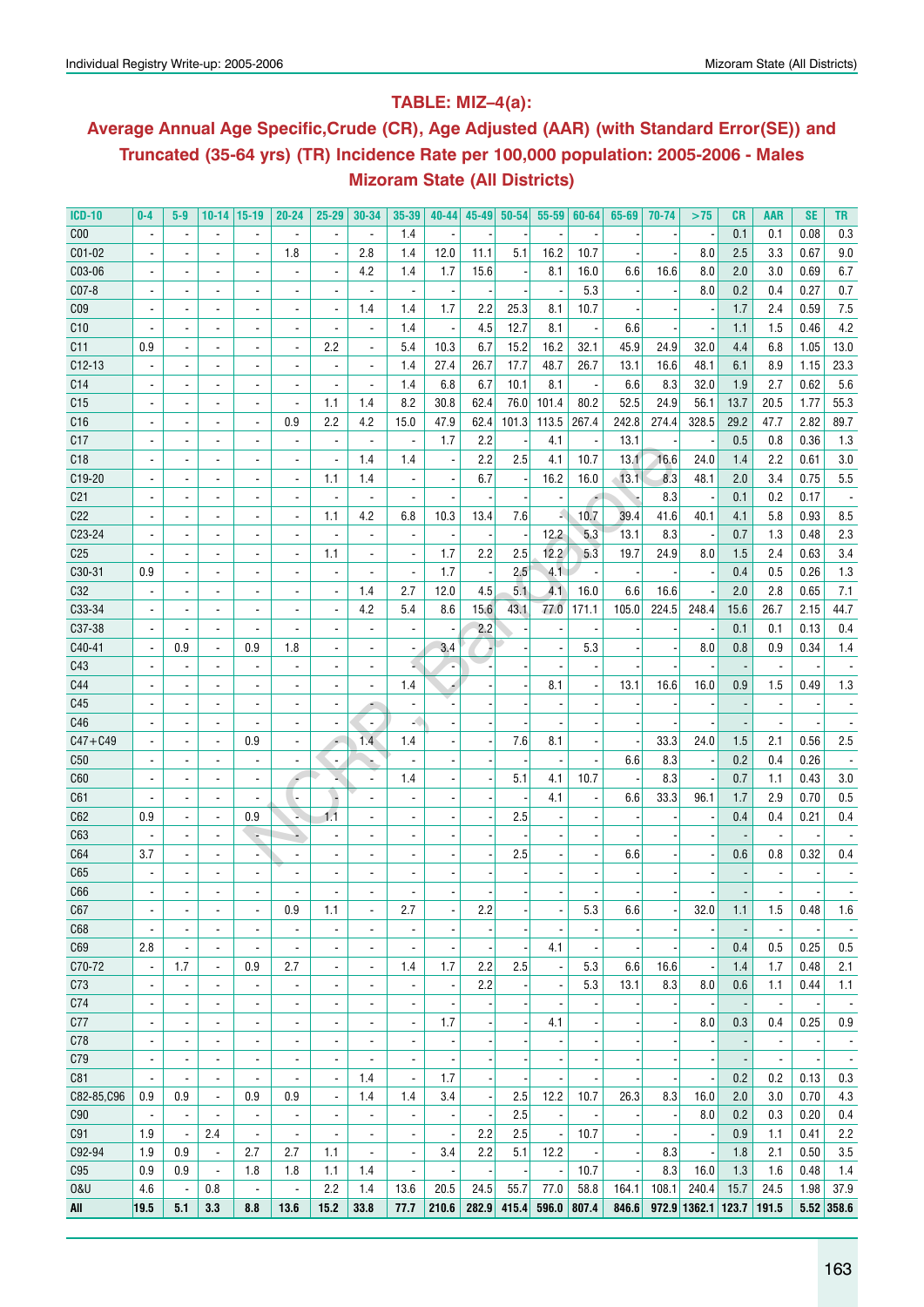## TABLE: MIZ–4(a):

## Average Annual Age Specific,Crude (CR), Age Adjusted (AAR) (with Standard Error(SE)) and Truncated (35-64 yrs) (TR) Incidence Rate per 100,000 population: 2005-2006 - Males Mizoram State (All Districts)

| ICD-10 | 0-4 | 5-9 | 10-14 | 15-19 | 20-24 | 25-29 | 30-34 | 35-39 | 40-44 | 45-49 | 50-54 | 55-59 | 60-64 | 65-69 | 70-74 | >75 | CR | AAR | SE | TR |
|---|---|---|---|---|---|---|---|---|---|---|---|---|---|---|---|---|---|---|---|---|
| C00 | - | - | - | - | - | - | - | 1.4 | - | - | - | - | - | - | - | - | 0.1 | 0.1 | 0.08 | 0.3 |
| C01-02 | - | - | - | - | 1.8 | - | 2.8 | 1.4 | 12.0 | 11.1 | 5.1 | 16.2 | 10.7 | - | - | 8.0 | 2.5 | 3.3 | 0.67 | 9.0 |
| C03-06 | - | - | - | - | - | - | 4.2 | 1.4 | 1.7 | 15.6 | - | 8.1 | 16.0 | 6.6 | 16.6 | 8.0 | 2.0 | 3.0 | 0.69 | 6.7 |
| C07-8 | - | - | - | - | - | - | - | - | - | - | - | - | 5.3 | - | - | 8.0 | 0.2 | 0.4 | 0.27 | 0.7 |
| C09 | - | - | - | - | - | - | 1.4 | 1.4 | 1.7 | 2.2 | 25.3 | 8.1 | 10.7 | - | - | - | 1.7 | 2.4 | 0.59 | 7.5 |
| C10 | - | - | - | - | - | - | - | 1.4 | - | 4.5 | 12.7 | 8.1 | - | 6.6 | - | - | 1.1 | 1.5 | 0.46 | 4.2 |
| C11 | 0.9 | - | - | - | - | 2.2 | - | 5.4 | 10.3 | 6.7 | 15.2 | 16.2 | 32.1 | 45.9 | 24.9 | 32.0 | 4.4 | 6.8 | 1.05 | 13.0 |
| C12-13 | - | - | - | - | - | - | - | 1.4 | 27.4 | 26.7 | 17.7 | 48.7 | 26.7 | 13.1 | 16.6 | 48.1 | 6.1 | 8.9 | 1.15 | 23.3 |
| C14 | - | - | - | - | - | - | - | 1.4 | 6.8 | 6.7 | 10.1 | 8.1 | - | 6.6 | 8.3 | 32.0 | 1.9 | 2.7 | 0.62 | 5.6 |
| C15 | - | - | - | - | - | 1.1 | 1.4 | 8.2 | 30.8 | 62.4 | 76.0 | 101.4 | 80.2 | 52.5 | 24.9 | 56.1 | 13.7 | 20.5 | 1.77 | 55.3 |
| C16 | - | - | - | - | 0.9 | 2.2 | 4.2 | 15.0 | 47.9 | 62.4 | 101.3 | 113.5 | 267.4 | 242.8 | 274.4 | 328.5 | 29.2 | 47.7 | 2.82 | 89.7 |
| C17 | - | - | - | - | - | - | - | - | 1.7 | 2.2 | - | 4.1 | - | 13.1 | - | - | 0.5 | 0.8 | 0.36 | 1.3 |
| C18 | - | - | - | - | - | - | 1.4 | 1.4 | - | 2.2 | 2.5 | 4.1 | 10.7 | 13.1 | 16.6 | 24.0 | 1.4 | 2.2 | 0.61 | 3.0 |
| C19-20 | - | - | - | - | - | 1.1 | 1.4 | - | - | 6.7 | - | 16.2 | 16.0 | 13.1 | 8.3 | 48.1 | 2.0 | 3.4 | 0.75 | 5.5 |
| C21 | - | - | - | - | - | - | - | - | - | - | - | - | - | - | 8.3 | - | 0.1 | 0.2 | 0.17 | - |
| C22 | - | - | - | - | - | 1.1 | 4.2 | 6.8 | 10.3 | 13.4 | 7.6 | - | 10.7 | 39.4 | 41.6 | 40.1 | 4.1 | 5.8 | 0.93 | 8.5 |
| C23-24 | - | - | - | - | - | - | - | - | - | - | - | 12.2 | 5.3 | 13.1 | 8.3 | - | 0.7 | 1.3 | 0.48 | 2.3 |
| C25 | - | - | - | - | - | 1.1 | - | - | 1.7 | 2.2 | 2.5 | 12.2 | 5.3 | 19.7 | 24.9 | 8.0 | 1.5 | 2.4 | 0.63 | 3.4 |
| C30-31 | 0.9 | - | - | - | - | - | - | - | 1.7 | - | 2.5 | 4.1 | - | - | - | - | 0.4 | 0.5 | 0.26 | 1.3 |
| C32 | - | - | - | - | - | - | 1.4 | 2.7 | 12.0 | 4.5 | 5.1 | 4.1 | 16.0 | 6.6 | 16.6 | - | 2.0 | 2.8 | 0.65 | 7.1 |
| C33-34 | - | - | - | - | - | - | 4.2 | 5.4 | 8.6 | 15.6 | 43.1 | 77.0 | 171.1 | 105.0 | 224.5 | 248.4 | 15.6 | 26.7 | 2.15 | 44.7 |
| C37-38 | - | - | - | - | - | - | - | - | - | 2.2 | - | - | - | - | - | - | 0.1 | 0.1 | 0.13 | 0.4 |
| C40-41 | - | 0.9 | - | 0.9 | 1.8 | - | - | - | 3.4 | - | - | - | 5.3 | - | - | 8.0 | 0.8 | 0.9 | 0.34 | 1.4 |
| C43 | - | - | - | - | - | - | - | - | - | - | - | - | - | - | - | - | - | - | - | - |
| C44 | - | - | - | - | - | - | - | 1.4 | - | - | - | 8.1 | - | 13.1 | 16.6 | 16.0 | 0.9 | 1.5 | 0.49 | 1.3 |
| C45 | - | - | - | - | - | - | - | - | - | - | - | - | - | - | - | - | - | - | - | - |
| C46 | - | - | - | - | - | - | - | - | - | - | - | - | - | - | - | - | - | - | - | - |
| C47+C49 | - | - | - | 0.9 | - | - | 1.4 | 1.4 | - | - | 7.6 | 8.1 | - | - | 33.3 | 24.0 | 1.5 | 2.1 | 0.56 | 2.5 |
| C50 | - | - | - | - | - | - | - | - | - | - | - | - | - | 6.6 | 8.3 | - | 0.2 | 0.4 | 0.26 | - |
| C60 | - | - | - | - | - | - | - | 1.4 | - | - | 5.1 | 4.1 | 10.7 | - | 8.3 | - | 0.7 | 1.1 | 0.43 | 3.0 |
| C61 | - | - | - | - | - | - | - | - | - | - | - | 4.1 | - | 6.6 | 33.3 | 96.1 | 1.7 | 2.9 | 0.70 | 0.5 |
| C62 | 0.9 | - | - | 0.9 | - | 1.1 | - | - | - | - | 2.5 | - | - | - | - | - | 0.4 | 0.4 | 0.21 | 0.4 |
| C63 | - | - | - | - | - | - | - | - | - | - | - | - | - | - | - | - | - | - | - | - |
| C64 | 3.7 | - | - | - | - | - | - | - | - | - | 2.5 | - | - | 6.6 | - | - | 0.6 | 0.8 | 0.32 | 0.4 |
| C65 | - | - | - | - | - | - | - | - | - | - | - | - | - | - | - | - | - | - | - | - |
| C66 | - | - | - | - | - | - | - | - | - | - | - | - | - | - | - | - | - | - | - | - |
| C67 | - | - | - | - | 0.9 | 1.1 | - | 2.7 | - | 2.2 | - | - | 5.3 | 6.6 | - | 32.0 | 1.1 | 1.5 | 0.48 | 1.6 |
| C68 | - | - | - | - | - | - | - | - | - | - | - | - | - | - | - | - | - | - | - | - |
| C69 | 2.8 | - | - | - | - | - | - | - | - | - | - | 4.1 | - | - | - | - | 0.4 | 0.5 | 0.25 | 0.5 |
| C70-72 | - | 1.7 | - | 0.9 | 2.7 | - | - | 1.4 | 1.7 | 2.2 | 2.5 | - | 5.3 | 6.6 | 16.6 | - | 1.4 | 1.7 | 0.48 | 2.1 |
| C73 | - | - | - | - | - | - | - | - | - | 2.2 | - | - | 5.3 | 13.1 | 8.3 | 8.0 | 0.6 | 1.1 | 0.44 | 1.1 |
| C74 | - | - | - | - | - | - | - | - | - | - | - | - | - | - | - | - | - | - | - | - |
| C77 | - | - | - | - | - | - | - | - | 1.7 | - | - | 4.1 | - | - | - | 8.0 | 0.3 | 0.4 | 0.25 | 0.9 |
| C78 | - | - | - | - | - | - | - | - | - | - | - | - | - | - | - | - | - | - | - | - |
| C79 | - | - | - | - | - | - | - | - | - | - | - | - | - | - | - | - | - | - | - | - |
| C81 | - | - | - | - | - | - | 1.4 | - | 1.7 | - | - | - | - | - | - | - | 0.2 | 0.2 | 0.13 | 0.3 |
| C82-85,C96 | 0.9 | 0.9 | - | 0.9 | 0.9 | - | 1.4 | 1.4 | 3.4 | - | 2.5 | 12.2 | 10.7 | 26.3 | 8.3 | 16.0 | 2.0 | 3.0 | 0.70 | 4.3 |
| C90 | - | - | - | - | - | - | - | - | - | - | 2.5 | - | - | - | - | 8.0 | 0.2 | 0.3 | 0.20 | 0.4 |
| C91 | 1.9 | - | 2.4 | - | - | - | - | - | - | 2.2 | 2.5 | - | 10.7 | - | - | - | 0.9 | 1.1 | 0.41 | 2.2 |
| C92-94 | 1.9 | 0.9 | - | 2.7 | 2.7 | 1.1 | - | - | 3.4 | 2.2 | 5.1 | 12.2 | - | - | 8.3 | - | 1.8 | 2.1 | 0.50 | 3.5 |
| C95 | 0.9 | 0.9 | - | 1.8 | 1.8 | 1.1 | 1.4 | - | - | - | - | - | 10.7 | - | 8.3 | 16.0 | 1.3 | 1.6 | 0.48 | 1.4 |
| O&U | 4.6 | - | 0.8 | - | - | 2.2 | 1.4 | 13.6 | 20.5 | 24.5 | 55.7 | 77.0 | 58.8 | 164.1 | 108.1 | 240.4 | 15.7 | 24.5 | 1.98 | 37.9 |
| **All** | **19.5** | **5.1** | **3.3** | **8.8** | **13.6** | **15.2** | **33.8** | **77.7** | **210.6** | **282.9** | **415.4** | **596.0** | **807.4** | **846.6** | **972.9** | **1362.1** | **123.7** | **191.5** | **5.52** | **358.6** |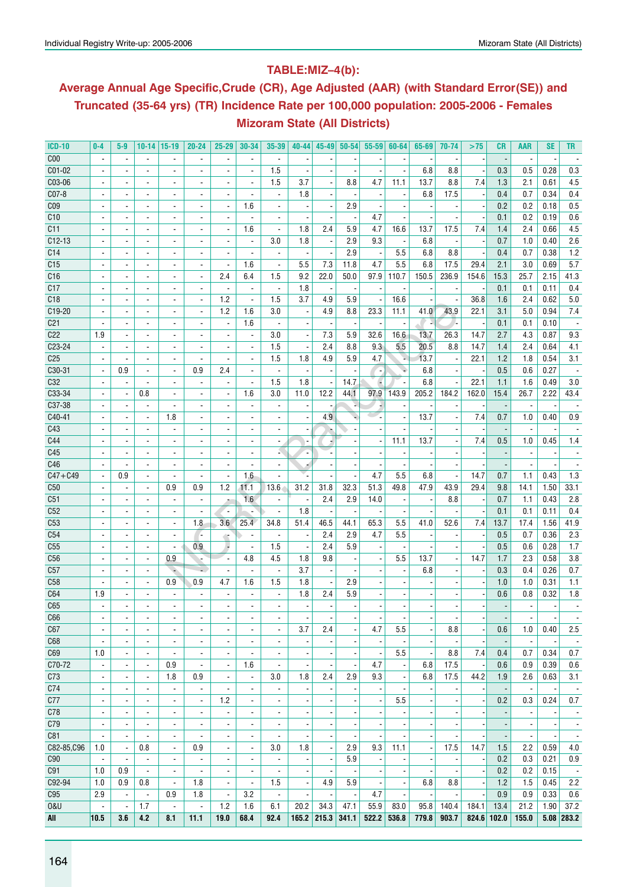## TABLE:MIZ–4(b):

## Average Annual Age Specific,Crude (CR), Age Adjusted (AAR) (with Standard Error(SE)) and Truncated (35-64 yrs) (TR) Incidence Rate per 100,000 population: 2005-2006 - Females Mizoram State (All Districts)

| ICD-10 | 0-4 | 5-9 | 10-14 | 15-19 | 20-24 | 25-29 | 30-34 | 35-39 | 40-44 | 45-49 | 50-54 | 55-59 | 60-64 | 65-69 | 70-74 | >75 | CR | AAR | SE | TR |
|---|---|---|---|---|---|---|---|---|---|---|---|---|---|---|---|---|---|---|---|---|
| C00 | - | - | - | - | - | - | - | - | - | - | - | - | - | - | - | - | - | - | - | - |
| C01-02 | - | - | - | - | - | - | - | 1.5 | - | - | - | - | - | 6.8 | 8.8 | - | 0.3 | 0.5 | 0.28 | 0.3 |
| C03-06 | - | - | - | - | - | - | - | 1.5 | 3.7 | - | 8.8 | 4.7 | 11.1 | 13.7 | 8.8 | 7.4 | 1.3 | 2.1 | 0.61 | 4.5 |
| C07-8 | - | - | - | - | - | - | - | - | 1.8 | - | - | - | - | 6.8 | 17.5 | - | 0.4 | 0.7 | 0.34 | 0.4 |
| C09 | - | - | - | - | - | - | 1.6 | - | - | - | 2.9 | - | - | - | - | - | 0.2 | 0.2 | 0.18 | 0.5 |
| C10 | - | - | - | - | - | - | - | - | - | - | - | 4.7 | - | - | - | - | 0.1 | 0.2 | 0.19 | 0.6 |
| C11 | - | - | - | - | - | - | 1.6 | - | 1.8 | 2.4 | 5.9 | 4.7 | 16.6 | 13.7 | 17.5 | 7.4 | 1.4 | 2.4 | 0.66 | 4.5 |
| C12-13 | - | - | - | - | - | - | - | 3.0 | 1.8 | - | 2.9 | 9.3 | - | 6.8 | - | - | 0.7 | 1.0 | 0.40 | 2.6 |
| C14 | - | - | - | - | - | - | - | - | - | - | 2.9 | - | 5.5 | 6.8 | 8.8 | - | 0.4 | 0.7 | 0.38 | 1.2 |
| C15 | - | - | - | - | - | - | 1.6 | - | 5.5 | 7.3 | 11.8 | 4.7 | 5.5 | 6.8 | 17.5 | 29.4 | 2.1 | 3.0 | 0.69 | 5.7 |
| C16 | - | - | - | - | - | 2.4 | 6.4 | 1.5 | 9.2 | 22.0 | 50.0 | 97.9 | 110.7 | 150.5 | 236.9 | 154.6 | 15.3 | 25.7 | 2.15 | 41.3 |
| C17 | - | - | - | - | - | - | - | - | 1.8 | - | - | - | - | - | - | - | 0.1 | 0.1 | 0.11 | 0.4 |
| C18 | - | - | - | - | - | 1.2 | - | 1.5 | 3.7 | 4.9 | 5.9 | - | 16.6 | - | - | 36.8 | 1.6 | 2.4 | 0.62 | 5.0 |
| C19-20 | - | - | - | - | - | 1.2 | 1.6 | 3.0 | - | 4.9 | 8.8 | 23.3 | 11.1 | 41.0 | 43.9 | 22.1 | 3.1 | 5.0 | 0.94 | 7.4 |
| C21 | - | - | - | - | - | - | 1.6 | - | - | - | - | - | - | - | - | - | 0.1 | 0.1 | 0.10 | - |
| C22 | 1.9 | - | - | - | - | - | - | 3.0 | - | 7.3 | 5.9 | 32.6 | 16.6 | 13.7 | 26.3 | 14.7 | 2.7 | 4.3 | 0.87 | 9.3 |
| C23-24 | - | - | - | - | - | - | - | 1.5 | - | 2.4 | 8.8 | 9.3 | 5.5 | 20.5 | 8.8 | 14.7 | 1.4 | 2.4 | 0.64 | 4.1 |
| C25 | - | - | - | - | - | - | - | 1.5 | 1.8 | 4.9 | 5.9 | 4.7 | - | 13.7 | - | 22.1 | 1.2 | 1.8 | 0.54 | 3.1 |
| C30-31 | - | 0.9 | - | - | 0.9 | 2.4 | - | - | - | - | - | - | - | 6.8 | - | - | 0.5 | 0.6 | 0.27 | - |
| C32 | - | - | - | - | - | - | - | 1.5 | 1.8 | - | 14.7 | - | - | 6.8 | - | 22.1 | 1.1 | 1.6 | 0.49 | 3.0 |
| C33-34 | - | - | 0.8 | - | - | - | 1.6 | 3.0 | 11.0 | 12.2 | 44.1 | 97.9 | 143.9 | 205.2 | 184.2 | 162.0 | 15.4 | 26.7 | 2.22 | 43.4 |
| C37-38 | - | - | - | - | - | - | - | - | - | - | - | - | - | - | - | - | - | - | - | - |
| C40-41 | - | - | - | 1.8 | - | - | - | - | - | 4.9 | - | - | - | 13.7 | - | 7.4 | 0.7 | 1.0 | 0.40 | 0.9 |
| C43 | - | - | - | - | - | - | - | - | - | - | - | - | - | - | - | - | - | - | - | - |
| C44 | - | - | - | - | - | - | - | - | - | - | - | - | 11.1 | 13.7 | - | 7.4 | 0.5 | 1.0 | 0.45 | 1.4 |
| C45 | - | - | - | - | - | - | - | - | - | - | - | - | - | - | - | - | - | - | - | - |
| C46 | - | - | - | - | - | - | - | - | - | - | - | - | - | - | - | - | - | - | - | - |
| C47+C49 | - | 0.9 | - | - | - | - | 1.6 | - | - | - | - | 4.7 | 5.5 | 6.8 | - | 14.7 | 0.7 | 1.1 | 0.43 | 1.3 |
| C50 | - | - | - | 0.9 | 0.9 | 1.2 | 11.1 | 13.6 | 31.2 | 31.8 | 32.3 | 51.3 | 49.8 | 47.9 | 43.9 | 29.4 | 9.8 | 14.1 | 1.50 | 33.1 |
| C51 | - | - | - | - | - | - | 1.6 | - | - | 2.4 | 2.9 | 14.0 | - | - | 8.8 | - | 0.7 | 1.1 | 0.43 | 2.8 |
| C52 | - | - | - | - | - | - | - | - | 1.8 | - | - | - | - | - | - | - | 0.1 | 0.1 | 0.11 | 0.4 |
| C53 | - | - | - | - | 1.8 | 3.6 | 25.4 | 34.8 | 51.4 | 46.5 | 44.1 | 65.3 | 5.5 | 41.0 | 52.6 | 7.4 | 13.7 | 17.4 | 1.56 | 41.9 |
| C54 | - | - | - | - | - | - | - | - | - | 2.4 | 2.9 | 4.7 | 5.5 | - | - | - | 0.5 | 0.7 | 0.36 | 2.3 |
| C55 | - | - | - | - | 0.9 | - | - | 1.5 | - | 2.4 | 5.9 | - | - | - | - | - | 0.5 | 0.6 | 0.28 | 1.7 |
| C56 | - | - | - | 0.9 | - | - | 4.8 | 4.5 | 1.8 | 9.8 | - | - | 5.5 | 13.7 | - | 14.7 | 1.7 | 2.3 | 0.58 | 3.8 |
| C57 | - | - | - | - | - | - | - | - | 3.7 | - | - | - | - | 6.8 | - | - | 0.3 | 0.4 | 0.26 | 0.7 |
| C58 | - | - | - | 0.9 | 0.9 | 4.7 | 1.6 | 1.5 | 1.8 | - | 2.9 | - | - | - | - | - | 1.0 | 1.0 | 0.31 | 1.1 |
| C64 | 1.9 | - | - | - | - | - | - | - | 1.8 | 2.4 | 5.9 | - | - | - | - | - | 0.6 | 0.8 | 0.32 | 1.8 |
| C65 | - | - | - | - | - | - | - | - | - | - | - | - | - | - | - | - | - | - | - | - |
| C66 | - | - | - | - | - | - | - | - | - | - | - | - | - | - | - | - | - | - | - | - |
| C67 | - | - | - | - | - | - | - | - | 3.7 | 2.4 | - | 4.7 | 5.5 | - | 8.8 | - | 0.6 | 1.0 | 0.40 | 2.5 |
| C68 | - | - | - | - | - | - | - | - | - | - | - | - | - | - | - | - | - | - | - | - |
| C69 | 1.0 | - | - | - | - | - | - | - | - | - | - | - | 5.5 | - | 8.8 | 7.4 | 0.4 | 0.7 | 0.34 | 0.7 |
| C70-72 | - | - | - | 0.9 | - | - | 1.6 | - | - | - | - | 4.7 | - | 6.8 | 17.5 | - | 0.6 | 0.9 | 0.39 | 0.6 |
| C73 | - | - | - | 1.8 | 0.9 | - | - | 3.0 | 1.8 | 2.4 | 2.9 | 9.3 | - | 6.8 | 17.5 | 44.2 | 1.9 | 2.6 | 0.63 | 3.1 |
| C74 | - | - | - | - | - | - | - | - | - | - | - | - | - | - | - | - | - | - | - | - |
| C77 | - | - | - | - | - | 1.2 | - | - | - | - | - | - | 5.5 | - | - | - | 0.2 | 0.3 | 0.24 | 0.7 |
| C78 | - | - | - | - | - | - | - | - | - | - | - | - | - | - | - | - | - | - | - | - |
| C79 | - | - | - | - | - | - | - | - | - | - | - | - | - | - | - | - | - | - | - | - |
| C81 | - | - | - | - | - | - | - | - | - | - | - | - | - | - | - | - | - | - | - | - |
| C82-85,C96 | 1.0 | - | 0.8 | - | 0.9 | - | - | 3.0 | 1.8 | - | 2.9 | 9.3 | 11.1 | - | 17.5 | 14.7 | 1.5 | 2.2 | 0.59 | 4.0 |
| C90 | - | - | - | - | - | - | - | - | - | - | 5.9 | - | - | - | - | - | 0.2 | 0.3 | 0.21 | 0.9 |
| C91 | 1.0 | 0.9 | - | - | - | - | - | - | - | - | - | - | - | - | - | - | 0.2 | 0.2 | 0.15 | - |
| C92-94 | 1.0 | 0.9 | 0.8 | - | 1.8 | - | - | 1.5 | - | 4.9 | 5.9 | - | - | 6.8 | 8.8 | - | 1.2 | 1.5 | 0.45 | 2.2 |
| C95 | 2.9 | - | - | 0.9 | 1.8 | - | 3.2 | - | - | - | - | 4.7 | - | - | - | - | 0.9 | 0.9 | 0.33 | 0.6 |
| O&U | - | - | 1.7 | - | - | 1.2 | 1.6 | 6.1 | 20.2 | 34.3 | 47.1 | 55.9 | 83.0 | 95.8 | 140.4 | 184.1 | 13.4 | 21.2 | 1.90 | 37.2 |
| **All** | **10.5** | **3.6** | **4.2** | **8.1** | **11.1** | **19.0** | **68.4** | **92.4** | **165.2** | **215.3** | **341.1** | **522.2** | **536.8** | **779.8** | **903.7** | **824.6** | **102.0** | **155.0** | **5.08** | **283.2** |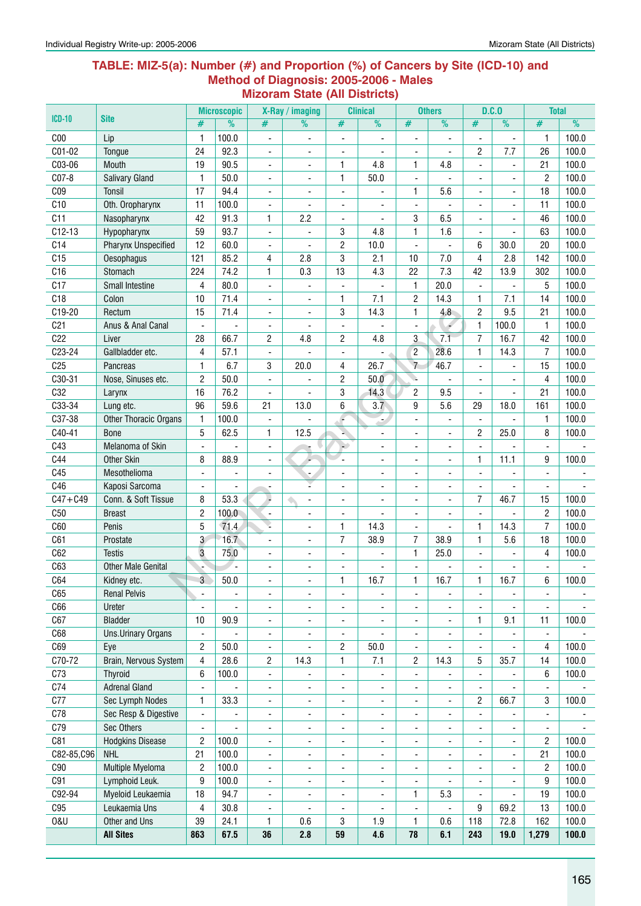## TABLE: MIZ-5(a): Number (#) and Proportion (%) of Cancers by Site (ICD-10) and Method of Diagnosis: 2005-2006 - Males Mizoram State (All Districts)

| ICD-10 | Site | Microscopic | | X-Ray / imaging | | Clinical | | Others | | D.C.O | | Total | |
|---|---|---|---|---|---|---|---|---|---|---|---|---|---|
| | | # | % | # | % | # | % | # | % | # | % | # | % |
| C00 | Lip | 1 | 100.0 | - | - | - | - | - | - | - | - | 1 | 100.0 |
| C01-02 | Tongue | 24 | 92.3 | - | - | - | - | - | - | 2 | 7.7 | 26 | 100.0 |
| C03-06 | Mouth | 19 | 90.5 | - | - | 1 | 4.8 | 1 | 4.8 | - | - | 21 | 100.0 |
| C07-8 | Salivary Gland | 1 | 50.0 | - | - | 1 | 50.0 | - | - | - | - | 2 | 100.0 |
| C09 | Tonsil | 17 | 94.4 | - | - | - | - | 1 | 5.6 | - | - | 18 | 100.0 |
| C10 | Oth. Oropharynx | 11 | 100.0 | - | - | - | - | - | - | - | - | 11 | 100.0 |
| C11 | Nasopharynx | 42 | 91.3 | 1 | 2.2 | - | - | 3 | 6.5 | - | - | 46 | 100.0 |
| C12-13 | Hypopharynx | 59 | 93.7 | - | - | 3 | 4.8 | 1 | 1.6 | - | - | 63 | 100.0 |
| C14 | Pharynx Unspecified | 12 | 60.0 | - | - | 2 | 10.0 | - | - | 6 | 30.0 | 20 | 100.0 |
| C15 | Oesophagus | 121 | 85.2 | 4 | 2.8 | 3 | 2.1 | 10 | 7.0 | 4 | 2.8 | 142 | 100.0 |
| C16 | Stomach | 224 | 74.2 | 1 | 0.3 | 13 | 4.3 | 22 | 7.3 | 42 | 13.9 | 302 | 100.0 |
| C17 | Small Intestine | 4 | 80.0 | - | - | - | - | 1 | 20.0 | - | - | 5 | 100.0 |
| C18 | Colon | 10 | 71.4 | - | - | 1 | 7.1 | 2 | 14.3 | 1 | 7.1 | 14 | 100.0 |
| C19-20 | Rectum | 15 | 71.4 | - | - | 3 | 14.3 | 1 | 4.8 | 2 | 9.5 | 21 | 100.0 |
| C21 | Anus & Anal Canal | - | - | - | - | - | - | - | - | 1 | 100.0 | 1 | 100.0 |
| C22 | Liver | 28 | 66.7 | 2 | 4.8 | 2 | 4.8 | 3 | 7.1 | 7 | 16.7 | 42 | 100.0 |
| C23-24 | Gallbladder etc. | 4 | 57.1 | - | - | - | - | 2 | 28.6 | 1 | 14.3 | 7 | 100.0 |
| C25 | Pancreas | 1 | 6.7 | 3 | 20.0 | 4 | 26.7 | 7 | 46.7 | - | - | 15 | 100.0 |
| C30-31 | Nose, Sinuses etc. | 2 | 50.0 | - | - | 2 | 50.0 | - | - | - | - | 4 | 100.0 |
| C32 | Larynx | 16 | 76.2 | - | - | 3 | 14.3 | 2 | 9.5 | - | - | 21 | 100.0 |
| C33-34 | Lung etc. | 96 | 59.6 | 21 | 13.0 | 6 | 3.7 | 9 | 5.6 | 29 | 18.0 | 161 | 100.0 |
| C37-38 | Other Thoracic Organs | 1 | 100.0 | - | - | - | - | - | - | - | - | 1 | 100.0 |
| C40-41 | Bone | 5 | 62.5 | 1 | 12.5 | - | - | - | - | 2 | 25.0 | 8 | 100.0 |
| C43 | Melanoma of Skin | - | - | - | - | - | - | - | - | - | - | - | - |
| C44 | Other Skin | 8 | 88.9 | - | - | - | - | - | - | 1 | 11.1 | 9 | 100.0 |
| C45 | Mesothelioma | - | - | - | - | - | - | - | - | - | - | - | - |
| C46 | Kaposi Sarcoma | - | - | - | - | - | - | - | - | - | - | - | - |
| C47+C49 | Conn. & Soft Tissue | 8 | 53.3 | - | - | - | - | - | - | 7 | 46.7 | 15 | 100.0 |
| C50 | Breast | 2 | 100.0 | - | - | - | - | - | - | - | - | 2 | 100.0 |
| C60 | Penis | 5 | 71.4 | - | - | 1 | 14.3 | - | - | 1 | 14.3 | 7 | 100.0 |
| C61 | Prostate | 3 | 16.7 | - | - | 7 | 38.9 | 7 | 38.9 | 1 | 5.6 | 18 | 100.0 |
| C62 | Testis | 3 | 75.0 | - | - | - | - | 1 | 25.0 | - | - | 4 | 100.0 |
| C63 | Other Male Genital | - | - | - | - | - | - | - | - | - | - | - | - |
| C64 | Kidney etc. | 3 | 50.0 | - | - | 1 | 16.7 | 1 | 16.7 | 1 | 16.7 | 6 | 100.0 |
| C65 | Renal Pelvis | - | - | - | - | - | - | - | - | - | - | - | - |
| C66 | Ureter | - | - | - | - | - | - | - | - | - | - | - | - |
| C67 | Bladder | 10 | 90.9 | - | - | - | - | - | - | 1 | 9.1 | 11 | 100.0 |
| C68 | Uns.Urinary Organs | - | - | - | - | - | - | - | - | - | - | - | - |
| C69 | Eye | 2 | 50.0 | - | - | 2 | 50.0 | - | - | - | - | 4 | 100.0 |
| C70-72 | Brain, Nervous System | 4 | 28.6 | 2 | 14.3 | 1 | 7.1 | 2 | 14.3 | 5 | 35.7 | 14 | 100.0 |
| C73 | Thyroid | 6 | 100.0 | - | - | - | - | - | - | - | - | 6 | 100.0 |
| C74 | Adrenal Gland | - | - | - | - | - | - | - | - | - | - | - | - |
| C77 | Sec Lymph Nodes | 1 | 33.3 | - | - | - | - | - | - | 2 | 66.7 | 3 | 100.0 |
| C78 | Sec Resp & Digestive | - | - | - | - | - | - | - | - | - | - | - | - |
| C79 | Sec Others | - | - | - | - | - | - | - | - | - | - | - | - |
| C81 | Hodgkins Disease | 2 | 100.0 | - | - | - | - | - | - | - | - | 2 | 100.0 |
| C82-85,C96 | NHL | 21 | 100.0 | - | - | - | - | - | - | - | - | 21 | 100.0 |
| C90 | Multiple Myeloma | 2 | 100.0 | - | - | - | - | - | - | - | - | 2 | 100.0 |
| C91 | Lymphoid Leuk. | 9 | 100.0 | - | - | - | - | - | - | - | - | 9 | 100.0 |
| C92-94 | Myeloid Leukaemia | 18 | 94.7 | - | - | - | - | 1 | 5.3 | - | - | 19 | 100.0 |
| C95 | Leukaemia Uns | 4 | 30.8 | - | - | - | - | - | - | 9 | 69.2 | 13 | 100.0 |
| O&U | Other and Uns | 39 | 24.1 | 1 | 0.6 | 3 | 1.9 | 1 | 0.6 | 118 | 72.8 | 162 | 100.0 |
| | **All Sites** | **863** | **67.5** | **36** | **2.8** | **59** | **4.6** | **78** | **6.1** | **243** | **19.0** | **1,279** | **100.0** |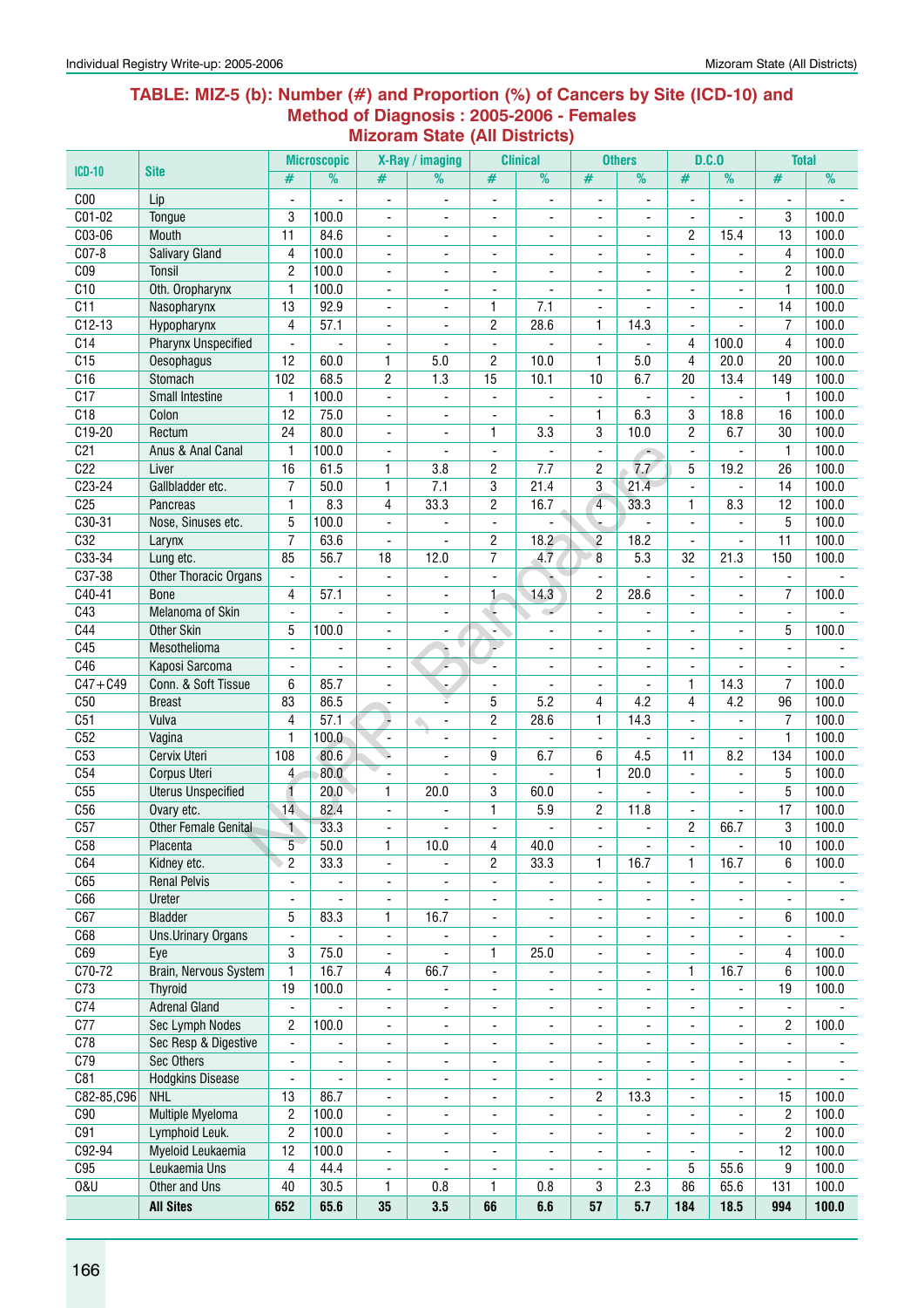## TABLE: MIZ-5 (b): Number (#) and Proportion (%) of Cancers by Site (ICD-10) and Method of Diagnosis : 2005-2006 - Females
### Mizoram State (All Districts)

| ICD-10 | Site | Microscopic | | X-Ray / imaging | | Clinical | | Others | | D.C.O | | Total | |
|---|---|---|---|---|---|---|---|---|---|---|---|---|---|
| | | # | % | # | % | # | % | # | % | # | % | # | % |
| C00 | Lip | - | - | - | - | - | - | - | - | - | - | - | - |
| C01-02 | Tongue | 3 | 100.0 | - | - | - | - | - | - | - | - | 3 | 100.0 |
| C03-06 | Mouth | 11 | 84.6 | - | - | - | - | - | - | 2 | 15.4 | 13 | 100.0 |
| C07-8 | Salivary Gland | 4 | 100.0 | - | - | - | - | - | - | - | - | 4 | 100.0 |
| C09 | Tonsil | 2 | 100.0 | - | - | - | - | - | - | - | - | 2 | 100.0 |
| C10 | Oth. Oropharynx | 1 | 100.0 | - | - | - | - | - | - | - | - | 1 | 100.0 |
| C11 | Nasopharynx | 13 | 92.9 | - | - | 1 | 7.1 | - | - | - | - | 14 | 100.0 |
| C12-13 | Hypopharynx | 4 | 57.1 | - | - | 2 | 28.6 | 1 | 14.3 | - | - | 7 | 100.0 |
| C14 | Pharynx Unspecified | - | - | - | - | - | - | - | - | 4 | 100.0 | 4 | 100.0 |
| C15 | Oesophagus | 12 | 60.0 | 1 | 5.0 | 2 | 10.0 | 1 | 5.0 | 4 | 20.0 | 20 | 100.0 |
| C16 | Stomach | 102 | 68.5 | 2 | 1.3 | 15 | 10.1 | 10 | 6.7 | 20 | 13.4 | 149 | 100.0 |
| C17 | Small Intestine | 1 | 100.0 | - | - | - | - | - | - | - | - | 1 | 100.0 |
| C18 | Colon | 12 | 75.0 | - | - | - | - | 1 | 6.3 | 3 | 18.8 | 16 | 100.0 |
| C19-20 | Rectum | 24 | 80.0 | - | - | 1 | 3.3 | 3 | 10.0 | 2 | 6.7 | 30 | 100.0 |
| C21 | Anus & Anal Canal | 1 | 100.0 | - | - | - | - | - | - | - | - | 1 | 100.0 |
| C22 | Liver | 16 | 61.5 | 1 | 3.8 | 2 | 7.7 | 2 | 7.7 | 5 | 19.2 | 26 | 100.0 |
| C23-24 | Gallbladder etc. | 7 | 50.0 | 1 | 7.1 | 3 | 21.4 | 3 | 21.4 | - | - | 14 | 100.0 |
| C25 | Pancreas | 1 | 8.3 | 4 | 33.3 | 2 | 16.7 | 4 | 33.3 | 1 | 8.3 | 12 | 100.0 |
| C30-31 | Nose, Sinuses etc. | 5 | 100.0 | - | - | - | - | - | - | - | - | 5 | 100.0 |
| C32 | Larynx | 7 | 63.6 | - | - | 2 | 18.2 | 2 | 18.2 | - | - | 11 | 100.0 |
| C33-34 | Lung etc. | 85 | 56.7 | 18 | 12.0 | 7 | 4.7 | 8 | 5.3 | 32 | 21.3 | 150 | 100.0 |
| C37-38 | Other Thoracic Organs | - | - | - | - | - | - | - | - | - | - | - | - |
| C40-41 | Bone | 4 | 57.1 | - | - | 1 | 14.3 | 2 | 28.6 | - | - | 7 | 100.0 |
| C43 | Melanoma of Skin | - | - | - | - | - | - | - | - | - | - | - | - |
| C44 | Other Skin | 5 | 100.0 | - | - | - | - | - | - | - | - | 5 | 100.0 |
| C45 | Mesothelioma | - | - | - | - | - | - | - | - | - | - | - | - |
| C46 | Kaposi Sarcoma | - | - | - | - | - | - | - | - | - | - | - | - |
| C47+C49 | Conn. & Soft Tissue | 6 | 85.7 | - | - | - | - | - | - | 1 | 14.3 | 7 | 100.0 |
| C50 | Breast | 83 | 86.5 | - | - | 5 | 5.2 | 4 | 4.2 | 4 | 4.2 | 96 | 100.0 |
| C51 | Vulva | 4 | 57.1 | - | - | 2 | 28.6 | 1 | 14.3 | - | - | 7 | 100.0 |
| C52 | Vagina | 1 | 100.0 | - | - | - | - | - | - | - | - | 1 | 100.0 |
| C53 | Cervix Uteri | 108 | 80.6 | - | - | 9 | 6.7 | 6 | 4.5 | 11 | 8.2 | 134 | 100.0 |
| C54 | Corpus Uteri | 4 | 80.0 | - | - | - | - | 1 | 20.0 | - | - | 5 | 100.0 |
| C55 | Uterus Unspecified | 1 | 20.0 | 1 | 20.0 | 3 | 60.0 | - | - | - | - | 5 | 100.0 |
| C56 | Ovary etc. | 14 | 82.4 | - | - | 1 | 5.9 | 2 | 11.8 | - | - | 17 | 100.0 |
| C57 | Other Female Genital | 1 | 33.3 | - | - | - | - | - | - | 2 | 66.7 | 3 | 100.0 |
| C58 | Placenta | 5 | 50.0 | 1 | 10.0 | 4 | 40.0 | - | - | - | - | 10 | 100.0 |
| C64 | Kidney etc. | 2 | 33.3 | - | - | 2 | 33.3 | 1 | 16.7 | 1 | 16.7 | 6 | 100.0 |
| C65 | Renal Pelvis | - | - | - | - | - | - | - | - | - | - | - | - |
| C66 | Ureter | - | - | - | - | - | - | - | - | - | - | - | - |
| C67 | Bladder | 5 | 83.3 | 1 | 16.7 | - | - | - | - | - | - | 6 | 100.0 |
| C68 | Uns.Urinary Organs | - | - | - | - | - | - | - | - | - | - | - | - |
| C69 | Eye | 3 | 75.0 | - | - | 1 | 25.0 | - | - | - | - | 4 | 100.0 |
| C70-72 | Brain, Nervous System | 1 | 16.7 | 4 | 66.7 | - | - | - | - | 1 | 16.7 | 6 | 100.0 |
| C73 | Thyroid | 19 | 100.0 | - | - | - | - | - | - | - | - | 19 | 100.0 |
| C74 | Adrenal Gland | - | - | - | - | - | - | - | - | - | - | - | - |
| C77 | Sec Lymph Nodes | 2 | 100.0 | - | - | - | - | - | - | - | - | 2 | 100.0 |
| C78 | Sec Resp & Digestive | - | - | - | - | - | - | - | - | - | - | - | - |
| C79 | Sec Others | - | - | - | - | - | - | - | - | - | - | - | - |
| C81 | Hodgkins Disease | - | - | - | - | - | - | - | - | - | - | - | - |
| C82-85,C96 | NHL | 13 | 86.7 | - | - | - | - | 2 | 13.3 | - | - | 15 | 100.0 |
| C90 | Multiple Myeloma | 2 | 100.0 | - | - | - | - | - | - | - | - | 2 | 100.0 |
| C91 | Lymphoid Leuk. | 2 | 100.0 | - | - | - | - | - | - | - | - | 2 | 100.0 |
| C92-94 | Myeloid Leukaemia | 12 | 100.0 | - | - | - | - | - | - | - | - | 12 | 100.0 |
| C95 | Leukaemia Uns | 4 | 44.4 | - | - | - | - | - | - | 5 | 55.6 | 9 | 100.0 |
| O&U | Other and Uns | 40 | 30.5 | 1 | 0.8 | 1 | 0.8 | 3 | 2.3 | 86 | 65.6 | 131 | 100.0 |
| | **All Sites** | **652** | **65.6** | **35** | **3.5** | **66** | **6.6** | **57** | **5.7** | **184** | **18.5** | **994** | **100.0** |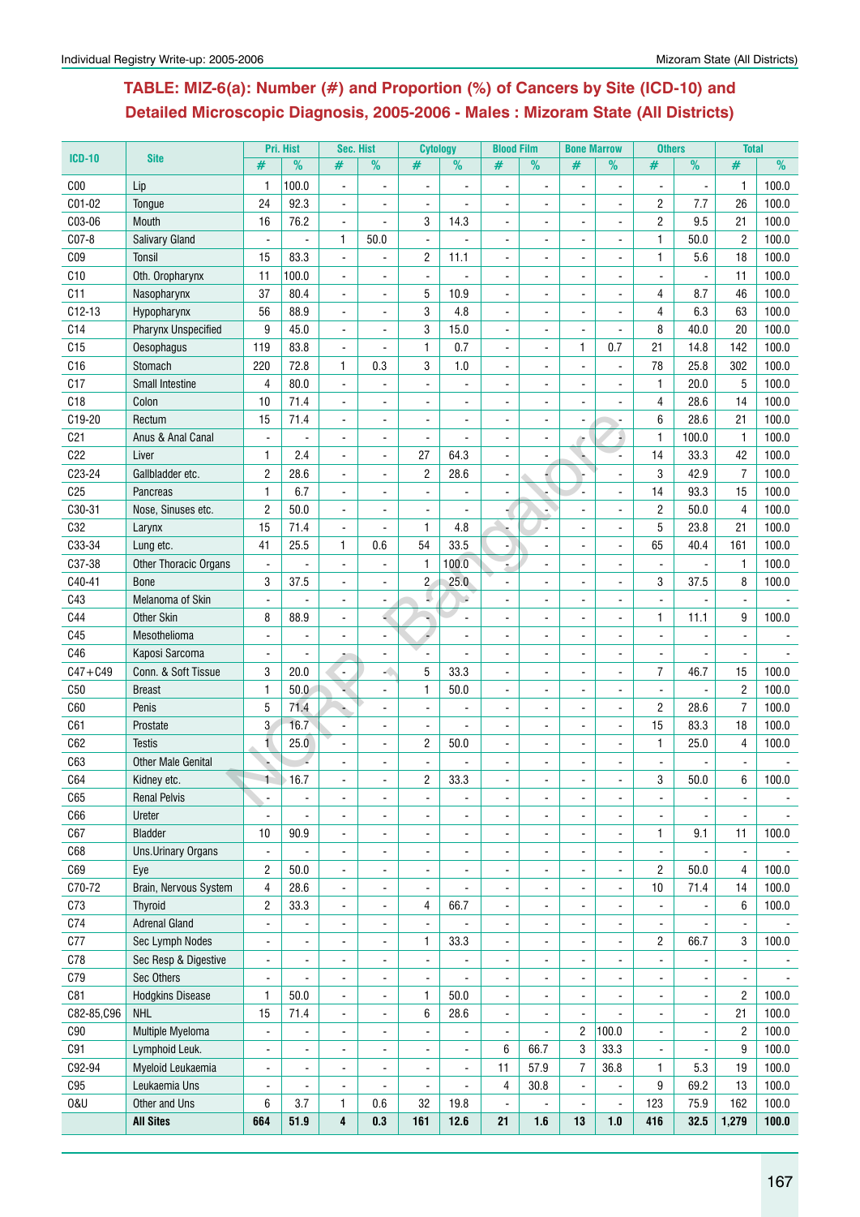## TABLE: MIZ-6(a): Number (#) and Proportion (%) of Cancers by Site (ICD-10) and Detailed Microscopic Diagnosis, 2005-2006 - Males : Mizoram State (All Districts)

| ICD-10 | Site | Pri. Hist | | Sec. Hist | | Cytology | | Blood Film | | Bone Marrow | | Others | | Total | |
|---|---|---|---|---|---|---|---|---|---|---|---|---|---|---|---|
| | | # | % | # | % | # | % | # | % | # | % | # | % | # | % |
| C00 | Lip | 1 | 100.0 | - | - | - | - | - | - | - | - | - | - | 1 | 100.0 |
| C01-02 | Tongue | 24 | 92.3 | - | - | - | - | - | - | - | - | 2 | 7.7 | 26 | 100.0 |
| C03-06 | Mouth | 16 | 76.2 | - | - | 3 | 14.3 | - | - | - | - | 2 | 9.5 | 21 | 100.0 |
| C07-8 | Salivary Gland | - | - | 1 | 50.0 | - | - | - | - | - | - | 1 | 50.0 | 2 | 100.0 |
| C09 | Tonsil | 15 | 83.3 | - | - | 2 | 11.1 | - | - | - | - | 1 | 5.6 | 18 | 100.0 |
| C10 | Oth. Oropharynx | 11 | 100.0 | - | - | - | - | - | - | - | - | - | - | 11 | 100.0 |
| C11 | Nasopharynx | 37 | 80.4 | - | - | 5 | 10.9 | - | - | - | - | 4 | 8.7 | 46 | 100.0 |
| C12-13 | Hypopharynx | 56 | 88.9 | - | - | 3 | 4.8 | - | - | - | - | 4 | 6.3 | 63 | 100.0 |
| C14 | Pharynx Unspecified | 9 | 45.0 | - | - | 3 | 15.0 | - | - | - | - | 8 | 40.0 | 20 | 100.0 |
| C15 | Oesophagus | 119 | 83.8 | - | - | 1 | 0.7 | - | - | 1 | 0.7 | 21 | 14.8 | 142 | 100.0 |
| C16 | Stomach | 220 | 72.8 | 1 | 0.3 | 3 | 1.0 | - | - | - | - | 78 | 25.8 | 302 | 100.0 |
| C17 | Small Intestine | 4 | 80.0 | - | - | - | - | - | - | - | - | 1 | 20.0 | 5 | 100.0 |
| C18 | Colon | 10 | 71.4 | - | - | - | - | - | - | - | - | 4 | 28.6 | 14 | 100.0 |
| C19-20 | Rectum | 15 | 71.4 | - | - | - | - | - | - | - | - | 6 | 28.6 | 21 | 100.0 |
| C21 | Anus & Anal Canal | - | - | - | - | - | - | - | - | - | - | 1 | 100.0 | 1 | 100.0 |
| C22 | Liver | 1 | 2.4 | - | - | 27 | 64.3 | - | - | - | - | 14 | 33.3 | 42 | 100.0 |
| C23-24 | Gallbladder etc. | 2 | 28.6 | - | - | 2 | 28.6 | - | - | - | - | 3 | 42.9 | 7 | 100.0 |
| C25 | Pancreas | 1 | 6.7 | - | - | - | - | - | - | - | - | 14 | 93.3 | 15 | 100.0 |
| C30-31 | Nose, Sinuses etc. | 2 | 50.0 | - | - | - | - | - | - | - | - | 2 | 50.0 | 4 | 100.0 |
| C32 | Larynx | 15 | 71.4 | - | - | 1 | 4.8 | - | - | - | - | 5 | 23.8 | 21 | 100.0 |
| C33-34 | Lung etc. | 41 | 25.5 | 1 | 0.6 | 54 | 33.5 | - | - | - | - | 65 | 40.4 | 161 | 100.0 |
| C37-38 | Other Thoracic Organs | - | - | - | - | 1 | 100.0 | - | - | - | - | - | - | 1 | 100.0 |
| C40-41 | Bone | 3 | 37.5 | - | - | 2 | 25.0 | - | - | - | - | 3 | 37.5 | 8 | 100.0 |
| C43 | Melanoma of Skin | - | - | - | - | - | - | - | - | - | - | - | - | - | - |
| C44 | Other Skin | 8 | 88.9 | - | - | - | - | - | - | - | - | 1 | 11.1 | 9 | 100.0 |
| C45 | Mesothelioma | - | - | - | - | - | - | - | - | - | - | - | - | - | - |
| C46 | Kaposi Sarcoma | - | - | - | - | - | - | - | - | - | - | - | - | - | - |
| C47+C49 | Conn. & Soft Tissue | 3 | 20.0 | - | - | 5 | 33.3 | - | - | - | - | 7 | 46.7 | 15 | 100.0 |
| C50 | Breast | 1 | 50.0 | - | - | 1 | 50.0 | - | - | - | - | - | - | 2 | 100.0 |
| C60 | Penis | 5 | 71.4 | - | - | - | - | - | - | - | - | 2 | 28.6 | 7 | 100.0 |
| C61 | Prostate | 3 | 16.7 | - | - | - | - | - | - | - | - | 15 | 83.3 | 18 | 100.0 |
| C62 | Testis | 1 | 25.0 | - | - | 2 | 50.0 | - | - | - | - | 1 | 25.0 | 4 | 100.0 |
| C63 | Other Male Genital | - | - | - | - | - | - | - | - | - | - | - | - | - | - |
| C64 | Kidney etc. | 1 | 16.7 | - | - | 2 | 33.3 | - | - | - | - | 3 | 50.0 | 6 | 100.0 |
| C65 | Renal Pelvis | - | - | - | - | - | - | - | - | - | - | - | - | - | - |
| C66 | Ureter | - | - | - | - | - | - | - | - | - | - | - | - | - | - |
| C67 | Bladder | 10 | 90.9 | - | - | - | - | - | - | - | - | 1 | 9.1 | 11 | 100.0 |
| C68 | Uns.Urinary Organs | - | - | - | - | - | - | - | - | - | - | - | - | - | - |
| C69 | Eye | 2 | 50.0 | - | - | - | - | - | - | - | - | 2 | 50.0 | 4 | 100.0 |
| C70-72 | Brain, Nervous System | 4 | 28.6 | - | - | - | - | - | - | - | - | 10 | 71.4 | 14 | 100.0 |
| C73 | Thyroid | 2 | 33.3 | - | - | 4 | 66.7 | - | - | - | - | - | - | 6 | 100.0 |
| C74 | Adrenal Gland | - | - | - | - | - | - | - | - | - | - | - | - | - | - |
| C77 | Sec Lymph Nodes | - | - | - | - | 1 | 33.3 | - | - | - | - | 2 | 66.7 | 3 | 100.0 |
| C78 | Sec Resp & Digestive | - | - | - | - | - | - | - | - | - | - | - | - | - | - |
| C79 | Sec Others | - | - | - | - | - | - | - | - | - | - | - | - | - | - |
| C81 | Hodgkins Disease | 1 | 50.0 | - | - | 1 | 50.0 | - | - | - | - | - | - | 2 | 100.0 |
| C82-85,C96 | NHL | 15 | 71.4 | - | - | 6 | 28.6 | - | - | - | - | - | - | 21 | 100.0 |
| C90 | Multiple Myeloma | - | - | - | - | - | - | - | - | 2 | 100.0 | - | - | 2 | 100.0 |
| C91 | Lymphoid Leuk. | - | - | - | - | - | - | 6 | 66.7 | 3 | 33.3 | - | - | 9 | 100.0 |
| C92-94 | Myeloid Leukaemia | - | - | - | - | - | - | 11 | 57.9 | 7 | 36.8 | 1 | 5.3 | 19 | 100.0 |
| C95 | Leukaemia Uns | - | - | - | - | - | - | 4 | 30.8 | - | - | 9 | 69.2 | 13 | 100.0 |
| O&U | Other and Uns | 6 | 3.7 | 1 | 0.6 | 32 | 19.8 | - | - | - | - | 123 | 75.9 | 162 | 100.0 |
| | **All Sites** | **664** | **51.9** | **4** | **0.3** | **161** | **12.6** | **21** | **1.6** | **13** | **1.0** | **416** | **32.5** | **1,279** | **100.0** |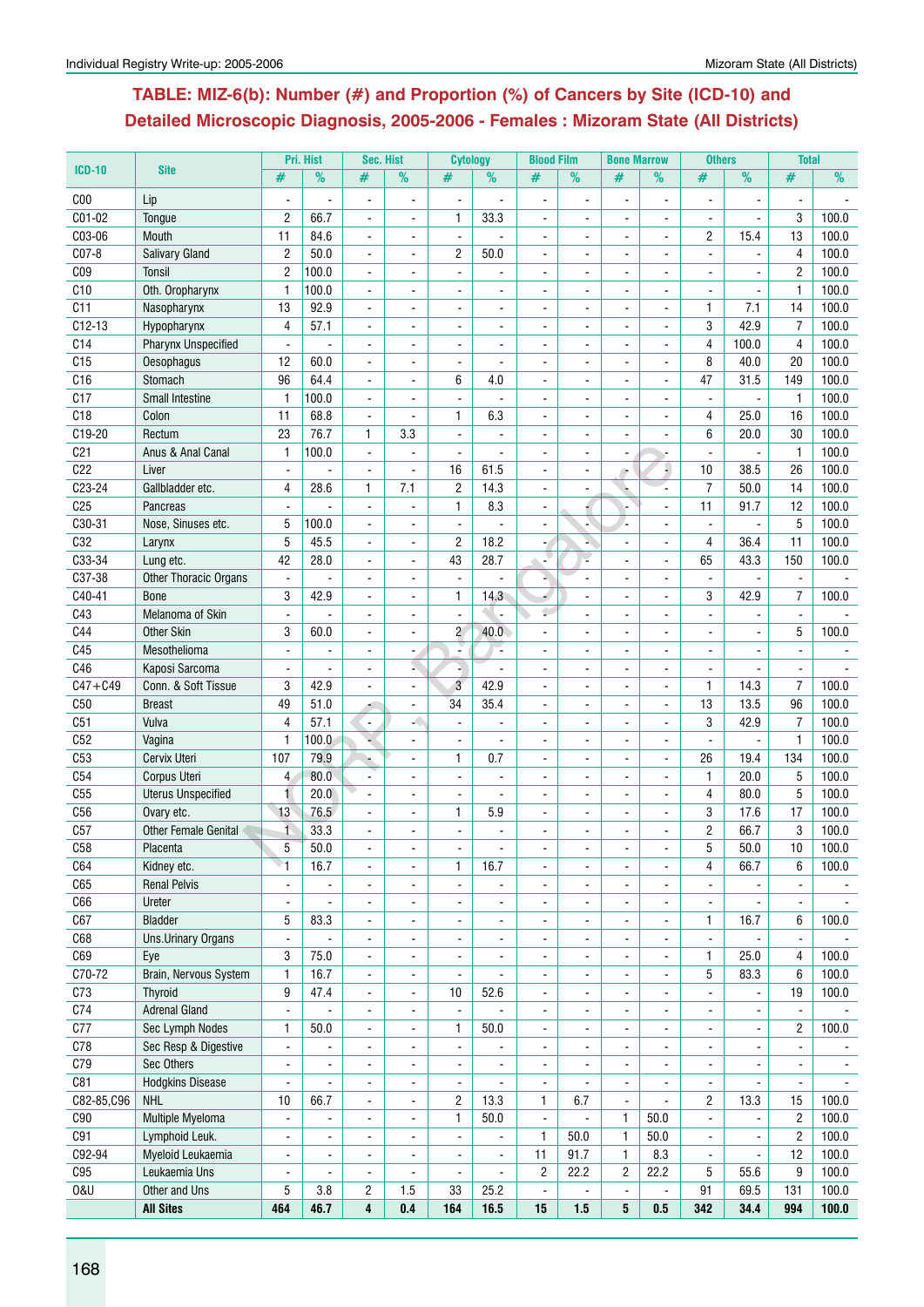## TABLE: MIZ-6(b): Number (#) and Proportion (%) of Cancers by Site (ICD-10) and Detailed Microscopic Diagnosis, 2005-2006 - Females : Mizoram State (All Districts)

| ICD-10 | Site | Pri. Hist | | Sec. Hist | | Cytology | | Blood Film | | Bone Marrow | | Others | | Total | |
|---|---|---|---|---|---|---|---|---|---|---|---|---|---|---|---|
| | | # | % | # | % | # | % | # | % | # | % | # | % | # | % |
| C00 | Lip | - | - | - | - | - | - | - | - | - | - | - | - | - | - |
| C01-02 | Tongue | 2 | 66.7 | - | - | 1 | 33.3 | - | - | - | - | - | - | 3 | 100.0 |
| C03-06 | Mouth | 11 | 84.6 | - | - | - | - | - | - | - | - | 2 | 15.4 | 13 | 100.0 |
| C07-8 | Salivary Gland | 2 | 50.0 | - | - | 2 | 50.0 | - | - | - | - | - | - | 4 | 100.0 |
| C09 | Tonsil | 2 | 100.0 | - | - | - | - | - | - | - | - | - | - | 2 | 100.0 |
| C10 | Oth. Oropharynx | 1 | 100.0 | - | - | - | - | - | - | - | - | - | - | 1 | 100.0 |
| C11 | Nasopharynx | 13 | 92.9 | - | - | - | - | - | - | - | - | 1 | 7.1 | 14 | 100.0 |
| C12-13 | Hypopharynx | 4 | 57.1 | - | - | - | - | - | - | - | - | 3 | 42.9 | 7 | 100.0 |
| C14 | Pharynx Unspecified | - | - | - | - | - | - | - | - | - | - | 4 | 100.0 | 4 | 100.0 |
| C15 | Oesophagus | 12 | 60.0 | - | - | - | - | - | - | - | - | 8 | 40.0 | 20 | 100.0 |
| C16 | Stomach | 96 | 64.4 | - | - | 6 | 4.0 | - | - | - | - | 47 | 31.5 | 149 | 100.0 |
| C17 | Small Intestine | 1 | 100.0 | - | - | - | - | - | - | - | - | - | - | 1 | 100.0 |
| C18 | Colon | 11 | 68.8 | - | - | 1 | 6.3 | - | - | - | - | 4 | 25.0 | 16 | 100.0 |
| C19-20 | Rectum | 23 | 76.7 | 1 | 3.3 | - | - | - | - | - | - | 6 | 20.0 | 30 | 100.0 |
| C21 | Anus & Anal Canal | 1 | 100.0 | - | - | - | - | - | - | - | - | - | - | 1 | 100.0 |
| C22 | Liver | - | - | - | - | 16 | 61.5 | - | - | - | - | 10 | 38.5 | 26 | 100.0 |
| C23-24 | Gallbladder etc. | 4 | 28.6 | 1 | 7.1 | 2 | 14.3 | - | - | - | - | 7 | 50.0 | 14 | 100.0 |
| C25 | Pancreas | - | - | - | - | 1 | 8.3 | - | - | - | - | 11 | 91.7 | 12 | 100.0 |
| C30-31 | Nose, Sinuses etc. | 5 | 100.0 | - | - | - | - | - | - | - | - | - | - | 5 | 100.0 |
| C32 | Larynx | 5 | 45.5 | - | - | 2 | 18.2 | - | - | - | - | 4 | 36.4 | 11 | 100.0 |
| C33-34 | Lung etc. | 42 | 28.0 | - | - | 43 | 28.7 | - | - | - | - | 65 | 43.3 | 150 | 100.0 |
| C37-38 | Other Thoracic Organs | - | - | - | - | - | - | - | - | - | - | - | - | - | - |
| C40-41 | Bone | 3 | 42.9 | - | - | 1 | 14.3 | - | - | - | - | 3 | 42.9 | 7 | 100.0 |
| C43 | Melanoma of Skin | - | - | - | - | - | - | - | - | - | - | - | - | - | - |
| C44 | Other Skin | 3 | 60.0 | - | - | 2 | 40.0 | - | - | - | - | - | - | 5 | 100.0 |
| C45 | Mesothelioma | - | - | - | - | - | - | - | - | - | - | - | - | - | - |
| C46 | Kaposi Sarcoma | - | - | - | - | - | - | - | - | - | - | - | - | - | - |
| C47+C49 | Conn. & Soft Tissue | 3 | 42.9 | - | - | 3 | 42.9 | - | - | - | - | 1 | 14.3 | 7 | 100.0 |
| C50 | Breast | 49 | 51.0 | - | - | 34 | 35.4 | - | - | - | - | 13 | 13.5 | 96 | 100.0 |
| C51 | Vulva | 4 | 57.1 | - | - | - | - | - | - | - | - | 3 | 42.9 | 7 | 100.0 |
| C52 | Vagina | 1 | 100.0 | - | - | - | - | - | - | - | - | - | - | 1 | 100.0 |
| C53 | Cervix Uteri | 107 | 79.9 | - | - | 1 | 0.7 | - | - | - | - | 26 | 19.4 | 134 | 100.0 |
| C54 | Corpus Uteri | 4 | 80.0 | - | - | - | - | - | - | - | - | 1 | 20.0 | 5 | 100.0 |
| C55 | Uterus Unspecified | 1 | 20.0 | - | - | - | - | - | - | - | - | 4 | 80.0 | 5 | 100.0 |
| C56 | Ovary etc. | 13 | 76.5 | - | - | 1 | 5.9 | - | - | - | - | 3 | 17.6 | 17 | 100.0 |
| C57 | Other Female Genital | 1 | 33.3 | - | - | - | - | - | - | - | - | 2 | 66.7 | 3 | 100.0 |
| C58 | Placenta | 5 | 50.0 | - | - | - | - | - | - | - | - | 5 | 50.0 | 10 | 100.0 |
| C64 | Kidney etc. | 1 | 16.7 | - | - | 1 | 16.7 | - | - | - | - | 4 | 66.7 | 6 | 100.0 |
| C65 | Renal Pelvis | - | - | - | - | - | - | - | - | - | - | - | - | - | - |
| C66 | Ureter | - | - | - | - | - | - | - | - | - | - | - | - | - | - |
| C67 | Bladder | 5 | 83.3 | - | - | - | - | - | - | - | - | 1 | 16.7 | 6 | 100.0 |
| C68 | Uns.Urinary Organs | - | - | - | - | - | - | - | - | - | - | - | - | - | - |
| C69 | Eye | 3 | 75.0 | - | - | - | - | - | - | - | - | 1 | 25.0 | 4 | 100.0 |
| C70-72 | Brain, Nervous System | 1 | 16.7 | - | - | - | - | - | - | - | - | 5 | 83.3 | 6 | 100.0 |
| C73 | Thyroid | 9 | 47.4 | - | - | 10 | 52.6 | - | - | - | - | - | - | 19 | 100.0 |
| C74 | Adrenal Gland | - | - | - | - | - | - | - | - | - | - | - | - | - | - |
| C77 | Sec Lymph Nodes | 1 | 50.0 | - | - | 1 | 50.0 | - | - | - | - | - | - | 2 | 100.0 |
| C78 | Sec Resp & Digestive | - | - | - | - | - | - | - | - | - | - | - | - | - | - |
| C79 | Sec Others | - | - | - | - | - | - | - | - | - | - | - | - | - | - |
| C81 | Hodgkins Disease | - | - | - | - | - | - | - | - | - | - | - | - | - | - |
| C82-85,C96 | NHL | 10 | 66.7 | - | - | 2 | 13.3 | 1 | 6.7 | - | - | 2 | 13.3 | 15 | 100.0 |
| C90 | Multiple Myeloma | - | - | - | - | 1 | 50.0 | - | - | 1 | 50.0 | - | - | 2 | 100.0 |
| C91 | Lymphoid Leuk. | - | - | - | - | - | - | 1 | 50.0 | 1 | 50.0 | - | - | 2 | 100.0 |
| C92-94 | Myeloid Leukaemia | - | - | - | - | - | - | 11 | 91.7 | 1 | 8.3 | - | - | 12 | 100.0 |
| C95 | Leukaemia Uns | - | - | - | - | - | - | 2 | 22.2 | 2 | 22.2 | 5 | 55.6 | 9 | 100.0 |
| O&U | Other and Uns | 5 | 3.8 | 2 | 1.5 | 33 | 25.2 | - | - | - | - | 91 | 69.5 | 131 | 100.0 |
| | **All Sites** | **464** | **46.7** | **4** | **0.4** | **164** | **16.5** | **15** | **1.5** | **5** | **0.5** | **342** | **34.4** | **994** | **100.0** |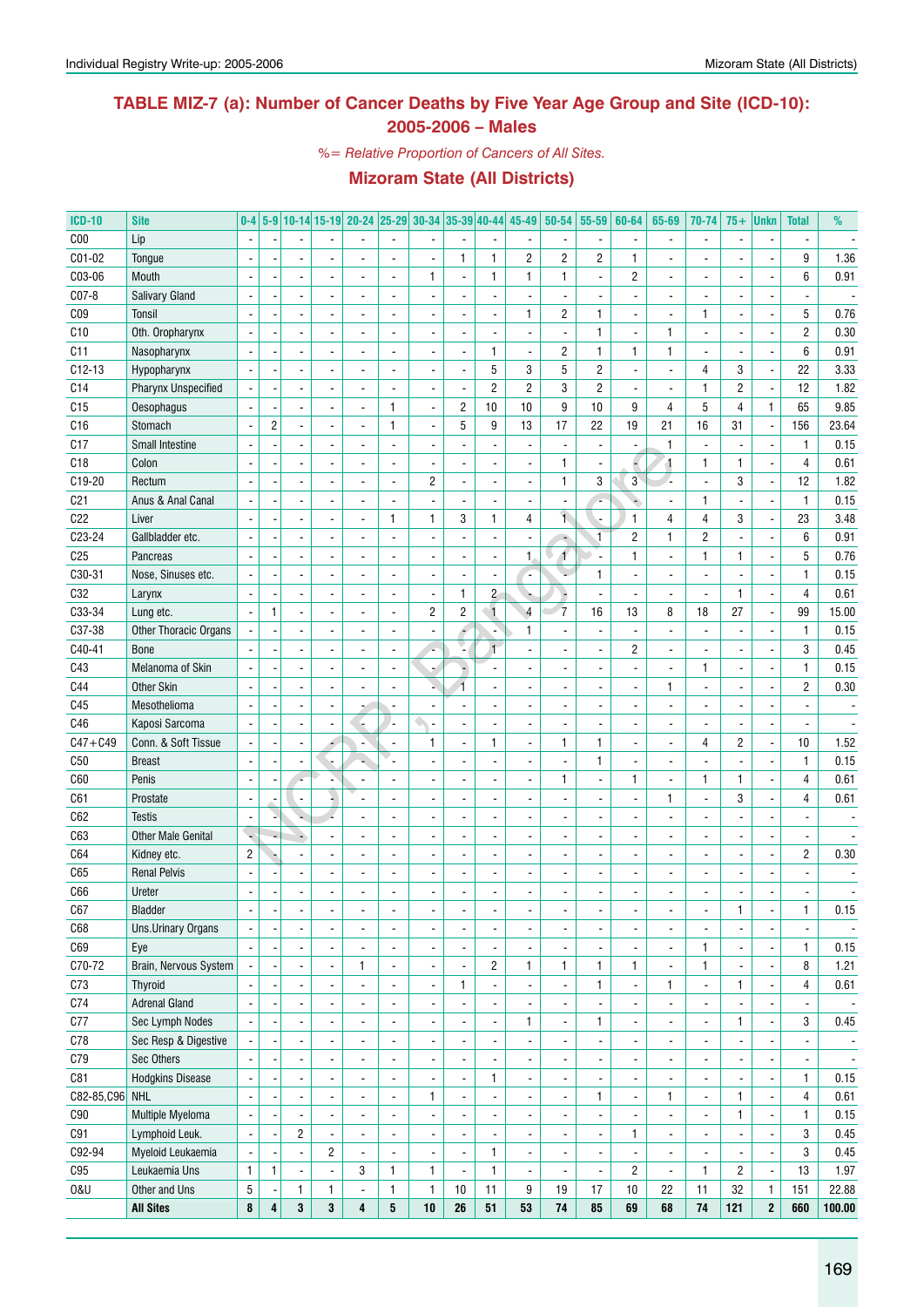## TABLE MIZ-7 (a): Number of Cancer Deaths by Five Year Age Group and Site (ICD-10): 2005-2006 – Males

*%= Relative Proportion of Cancers of All Sites.*

### Mizoram State (All Districts)

| ICD-10 | Site | 0-4 | 5-9 | 10-14 | 15-19 | 20-24 | 25-29 | 30-34 | 35-39 | 40-44 | 45-49 | 50-54 | 55-59 | 60-64 | 65-69 | 70-74 | 75+ | Unkn | Total | % |
|---|---|---|---|---|---|---|---|---|---|---|---|---|---|---|---|---|---|---|---|---|
| C00 | Lip | - | - | - | - | - | - | - | - | - | - | - | - | - | - | - | - | - | - | - |
| C01-02 | Tongue | - | - | - | - | - | - | - | 1 | 1 | 2 | 2 | 2 | 1 | - | - | - | - | 9 | 1.36 |
| C03-06 | Mouth | - | - | - | - | - | - | 1 | - | 1 | 1 | 1 | - | 2 | - | - | - | - | 6 | 0.91 |
| C07-8 | Salivary Gland | - | - | - | - | - | - | - | - | - | - | - | - | - | - | - | - | - | - | - |
| C09 | Tonsil | - | - | - | - | - | - | - | - | - | 1 | 2 | 1 | - | - | 1 | - | - | 5 | 0.76 |
| C10 | Oth. Oropharynx | - | - | - | - | - | - | - | - | - | - | - | 1 | - | 1 | - | - | - | 2 | 0.30 |
| C11 | Nasopharynx | - | - | - | - | - | - | - | - | 1 | - | 2 | 1 | 1 | 1 | - | - | - | 6 | 0.91 |
| C12-13 | Hypopharynx | - | - | - | - | - | - | - | - | 5 | 3 | 5 | 2 | - | - | 4 | 3 | - | 22 | 3.33 |
| C14 | Pharynx Unspecified | - | - | - | - | - | - | - | - | 2 | 2 | 3 | 2 | - | - | 1 | 2 | - | 12 | 1.82 |
| C15 | Oesophagus | - | - | - | - | - | 1 | - | 2 | 10 | 10 | 9 | 10 | 9 | 4 | 5 | 4 | 1 | 65 | 9.85 |
| C16 | Stomach | - | 2 | - | - | - | 1 | - | 5 | 9 | 13 | 17 | 22 | 19 | 21 | 16 | 31 | - | 156 | 23.64 |
| C17 | Small Intestine | - | - | - | - | - | - | - | - | - | - | - | - | - | 1 | - | - | - | 1 | 0.15 |
| C18 | Colon | - | - | - | - | - | - | - | - | - | - | 1 | - | - | 1 | 1 | 1 | - | 4 | 0.61 |
| C19-20 | Rectum | - | - | - | - | - | - | 2 | - | - | - | 1 | 3 | 3 | - | - | 3 | - | 12 | 1.82 |
| C21 | Anus & Anal Canal | - | - | - | - | - | - | - | - | - | - | - | - | - | - | 1 | - | - | 1 | 0.15 |
| C22 | Liver | - | - | - | - | - | 1 | 1 | 3 | 1 | 4 | 1 | - | 1 | 4 | 4 | 3 | - | 23 | 3.48 |
| C23-24 | Gallbladder etc. | - | - | - | - | - | - | - | - | - | - | - | 1 | 2 | 1 | 2 | - | - | 6 | 0.91 |
| C25 | Pancreas | - | - | - | - | - | - | - | - | - | 1 | 1 | - | 1 | - | 1 | 1 | - | 5 | 0.76 |
| C30-31 | Nose, Sinuses etc. | - | - | - | - | - | - | - | - | - | - | - | 1 | - | - | - | - | - | 1 | 0.15 |
| C32 | Larynx | - | - | - | - | - | - | - | 1 | 2 | - | - | - | - | - | - | 1 | - | 4 | 0.61 |
| C33-34 | Lung etc. | - | 1 | - | - | - | - | 2 | 2 | 1 | 4 | 7 | 16 | 13 | 8 | 18 | 27 | - | 99 | 15.00 |
| C37-38 | Other Thoracic Organs | - | - | - | - | - | - | - | - | - | 1 | - | - | - | - | - | - | - | 1 | 0.15 |
| C40-41 | Bone | - | - | - | - | - | - | - | - | 1 | - | - | - | 2 | - | - | - | - | 3 | 0.45 |
| C43 | Melanoma of Skin | - | - | - | - | - | - | - | - | - | - | - | - | - | - | 1 | - | - | 1 | 0.15 |
| C44 | Other Skin | - | - | - | - | - | - | - | 1 | - | - | - | - | - | 1 | - | - | - | 2 | 0.30 |
| C45 | Mesothelioma | - | - | - | - | - | - | - | - | - | - | - | - | - | - | - | - | - | - | - |
| C46 | Kaposi Sarcoma | - | - | - | - | - | - | - | - | - | - | - | - | - | - | - | - | - | - | - |
| C47+C49 | Conn. & Soft Tissue | - | - | - | - | - | - | 1 | - | 1 | - | 1 | 1 | - | - | 4 | 2 | - | 10 | 1.52 |
| C50 | Breast | - | - | - | - | - | - | - | - | - | - | - | 1 | - | - | - | - | - | 1 | 0.15 |
| C60 | Penis | - | - | - | - | - | - | - | - | - | - | 1 | - | 1 | - | 1 | 1 | - | 4 | 0.61 |
| C61 | Prostate | - | - | - | - | - | - | - | - | - | - | - | - | - | 1 | - | 3 | - | 4 | 0.61 |
| C62 | Testis | - | - | - | - | - | - | - | - | - | - | - | - | - | - | - | - | - | - | - |
| C63 | Other Male Genital | - | - | - | - | - | - | - | - | - | - | - | - | - | - | - | - | - | - | - |
| C64 | Kidney etc. | 2 | - | - | - | - | - | - | - | - | - | - | - | - | - | - | - | - | 2 | 0.30 |
| C65 | Renal Pelvis | - | - | - | - | - | - | - | - | - | - | - | - | - | - | - | - | - | - | - |
| C66 | Ureter | - | - | - | - | - | - | - | - | - | - | - | - | - | - | - | - | - | - | - |
| C67 | Bladder | - | - | - | - | - | - | - | - | - | - | - | - | - | - | - | 1 | - | 1 | 0.15 |
| C68 | Uns.Urinary Organs | - | - | - | - | - | - | - | - | - | - | - | - | - | - | - | - | - | - | - |
| C69 | Eye | - | - | - | - | - | - | - | - | - | - | - | - | - | - | 1 | - | - | 1 | 0.15 |
| C70-72 | Brain, Nervous System | - | - | - | - | 1 | - | - | - | 2 | 1 | 1 | 1 | 1 | - | 1 | - | - | 8 | 1.21 |
| C73 | Thyroid | - | - | - | - | - | - | - | 1 | - | - | - | 1 | - | 1 | - | 1 | - | 4 | 0.61 |
| C74 | Adrenal Gland | - | - | - | - | - | - | - | - | - | - | - | - | - | - | - | - | - | - | - |
| C77 | Sec Lymph Nodes | - | - | - | - | - | - | - | - | - | 1 | - | 1 | - | - | - | 1 | - | 3 | 0.45 |
| C78 | Sec Resp & Digestive | - | - | - | - | - | - | - | - | - | - | - | - | - | - | - | - | - | - | - |
| C79 | Sec Others | - | - | - | - | - | - | - | - | - | - | - | - | - | - | - | - | - | - | - |
| C81 | Hodgkins Disease | - | - | - | - | - | - | - | - | 1 | - | - | - | - | - | - | - | - | 1 | 0.15 |
| C82-85,C96 | NHL | - | - | - | - | - | - | 1 | - | - | - | - | 1 | - | 1 | - | 1 | - | 4 | 0.61 |
| C90 | Multiple Myeloma | - | - | - | - | - | - | - | - | - | - | - | - | - | - | - | 1 | - | 1 | 0.15 |
| C91 | Lymphoid Leuk. | - | - | 2 | - | - | - | - | - | - | - | - | - | 1 | - | - | - | - | 3 | 0.45 |
| C92-94 | Myeloid Leukaemia | - | - | - | 2 | - | - | - | - | 1 | - | - | - | - | - | - | - | - | 3 | 0.45 |
| C95 | Leukaemia Uns | 1 | 1 | - | - | 3 | 1 | 1 | - | 1 | - | - | - | 2 | - | 1 | 2 | - | 13 | 1.97 |
| O&U | Other and Uns | 5 | - | 1 | 1 | - | 1 | 1 | 10 | 11 | 9 | 19 | 17 | 10 | 22 | 11 | 32 | 1 | 151 | 22.88 |
| | **All Sites** | **8** | **4** | **3** | **3** | **4** | **5** | **10** | **26** | **51** | **53** | **74** | **85** | **69** | **68** | **74** | **121** | **2** | **660** | **100.00** |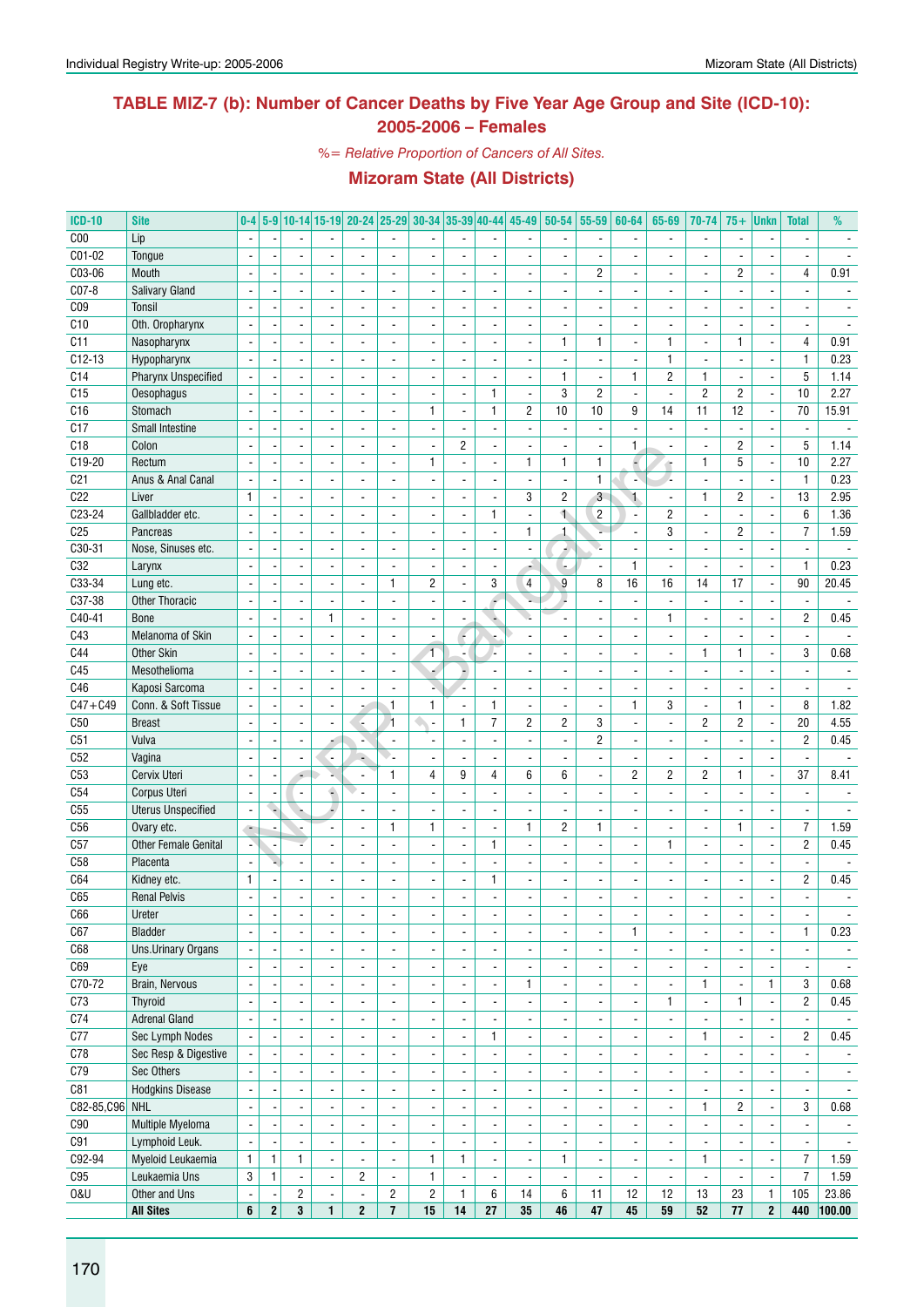# TABLE MIZ-7 (b): Number of Cancer Deaths by Five Year Age Group and Site (ICD-10): 2005-2006 – Females

*%= Relative Proportion of Cancers of All Sites.*

## Mizoram State (All Districts)

| ICD-10 | Site | 0-4 | 5-9 | 10-14 | 15-19 | 20-24 | 25-29 | 30-34 | 35-39 | 40-44 | 45-49 | 50-54 | 55-59 | 60-64 | 65-69 | 70-74 | 75+ | Unkn | Total | % |
|---|---|---|---|---|---|---|---|---|---|---|---|---|---|---|---|---|---|---|---|---|
| C00 | Lip | - | - | - | - | - | - | - | - | - | - | - | - | - | - | - | - | - | - | - |
| C01-02 | Tongue | - | - | - | - | - | - | - | - | - | - | - | - | - | - | - | - | - | - | - |
| C03-06 | Mouth | - | - | - | - | - | - | - | - | - | - | - | 2 | - | - | - | 2 | - | 4 | 0.91 |
| C07-8 | Salivary Gland | - | - | - | - | - | - | - | - | - | - | - | - | - | - | - | - | - | - | - |
| C09 | Tonsil | - | - | - | - | - | - | - | - | - | - | - | - | - | - | - | - | - | - | - |
| C10 | Oth. Oropharynx | - | - | - | - | - | - | - | - | - | - | - | - | - | - | - | - | - | - | - |
| C11 | Nasopharynx | - | - | - | - | - | - | - | - | - | - | 1 | 1 | - | 1 | - | 1 | - | 4 | 0.91 |
| C12-13 | Hypopharynx | - | - | - | - | - | - | - | - | - | - | - | - | - | 1 | - | - | - | 1 | 0.23 |
| C14 | Pharynx Unspecified | - | - | - | - | - | - | - | - | - | - | 1 | - | 1 | 2 | 1 | - | - | 5 | 1.14 |
| C15 | Oesophagus | - | - | - | - | - | - | - | - | 1 | - | 3 | 2 | - | - | 2 | 2 | - | 10 | 2.27 |
| C16 | Stomach | - | - | - | - | - | - | 1 | - | 1 | 2 | 10 | 10 | 9 | 14 | 11 | 12 | - | 70 | 15.91 |
| C17 | Small Intestine | - | - | - | - | - | - | - | - | - | - | - | - | - | - | - | - | - | - | - |
| C18 | Colon | - | - | - | - | - | - | - | 2 | - | - | - | - | 1 | - | - | 2 | - | 5 | 1.14 |
| C19-20 | Rectum | - | - | - | - | - | - | 1 | - | - | 1 | 1 | 1 | - | - | 1 | 5 | - | 10 | 2.27 |
| C21 | Anus & Anal Canal | - | - | - | - | - | - | - | - | - | - | - | 1 | - | - | - | - | - | 1 | 0.23 |
| C22 | Liver | 1 | - | - | - | - | - | - | - | - | 3 | 2 | 3 | 1 | - | 1 | 2 | - | 13 | 2.95 |
| C23-24 | Gallbladder etc. | - | - | - | - | - | - | - | - | 1 | - | 1 | 2 | - | 2 | - | - | - | 6 | 1.36 |
| C25 | Pancreas | - | - | - | - | - | - | - | - | - | 1 | 1 | - | - | 3 | - | 2 | - | 7 | 1.59 |
| C30-31 | Nose, Sinuses etc. | - | - | - | - | - | - | - | - | - | - | - | - | - | - | - | - | - | - | - |
| C32 | Larynx | - | - | - | - | - | - | - | - | - | - | - | - | 1 | - | - | - | - | 1 | 0.23 |
| C33-34 | Lung etc. | - | - | - | - | - | 1 | 2 | - | 3 | 4 | 9 | 8 | 16 | 16 | 14 | 17 | - | 90 | 20.45 |
| C37-38 | Other Thoracic | - | - | - | - | - | - | - | - | - | - | - | - | - | - | - | - | - | - | - |
| C40-41 | Bone | - | - | - | 1 | - | - | - | - | - | - | - | - | - | 1 | - | - | - | 2 | 0.45 |
| C43 | Melanoma of Skin | - | - | - | - | - | - | - | - | - | - | - | - | - | - | - | - | - | - | - |
| C44 | Other Skin | - | - | - | - | - | - | 1 | - | - | - | - | - | - | - | 1 | 1 | - | 3 | 0.68 |
| C45 | Mesothelioma | - | - | - | - | - | - | - | - | - | - | - | - | - | - | - | - | - | - | - |
| C46 | Kaposi Sarcoma | - | - | - | - | - | - | - | - | - | - | - | - | - | - | - | - | - | - | - |
| C47+C49 | Conn. & Soft Tissue | - | - | - | - | - | 1 | 1 | - | 1 | - | - | - | 1 | 3 | - | 1 | - | 8 | 1.82 |
| C50 | Breast | - | - | - | - | - | 1 | - | 1 | 7 | 2 | 2 | 3 | - | - | 2 | 2 | - | 20 | 4.55 |
| C51 | Vulva | - | - | - | - | - | - | - | - | - | - | - | 2 | - | - | - | - | - | 2 | 0.45 |
| C52 | Vagina | - | - | - | - | - | - | - | - | - | - | - | - | - | - | - | - | - | - | - |
| C53 | Cervix Uteri | - | - | - | - | - | 1 | 4 | 9 | 4 | 6 | 6 | - | 2 | 2 | 2 | 1 | - | 37 | 8.41 |
| C54 | Corpus Uteri | - | - | - | - | - | - | - | - | - | - | - | - | - | - | - | - | - | - | - |
| C55 | Uterus Unspecified | - | - | - | - | - | - | - | - | - | - | - | - | - | - | - | - | - | - | - |
| C56 | Ovary etc. | - | - | - | - | - | 1 | 1 | - | - | 1 | 2 | 1 | - | - | - | 1 | - | 7 | 1.59 |
| C57 | Other Female Genital | - | - | - | - | - | - | - | - | 1 | - | - | - | - | 1 | - | - | - | 2 | 0.45 |
| C58 | Placenta | - | - | - | - | - | - | - | - | - | - | - | - | - | - | - | - | - | - | - |
| C64 | Kidney etc. | 1 | - | - | - | - | - | - | - | 1 | - | - | - | - | - | - | - | - | 2 | 0.45 |
| C65 | Renal Pelvis | - | - | - | - | - | - | - | - | - | - | - | - | - | - | - | - | - | - | - |
| C66 | Ureter | - | - | - | - | - | - | - | - | - | - | - | - | - | - | - | - | - | - | - |
| C67 | Bladder | - | - | - | - | - | - | - | - | - | - | - | - | 1 | - | - | - | - | 1 | 0.23 |
| C68 | Uns.Urinary Organs | - | - | - | - | - | - | - | - | - | - | - | - | - | - | - | - | - | - | - |
| C69 | Eye | - | - | - | - | - | - | - | - | - | - | - | - | - | - | - | - | - | - | - |
| C70-72 | Brain, Nervous | - | - | - | - | - | - | - | - | - | 1 | - | - | - | - | 1 | - | 1 | 3 | 0.68 |
| C73 | Thyroid | - | - | - | - | - | - | - | - | - | - | - | - | - | 1 | - | 1 | - | 2 | 0.45 |
| C74 | Adrenal Gland | - | - | - | - | - | - | - | - | - | - | - | - | - | - | - | - | - | - | - |
| C77 | Sec Lymph Nodes | - | - | - | - | - | - | - | - | 1 | - | - | - | - | - | 1 | - | - | 2 | 0.45 |
| C78 | Sec Resp & Digestive | - | - | - | - | - | - | - | - | - | - | - | - | - | - | - | - | - | - | - |
| C79 | Sec Others | - | - | - | - | - | - | - | - | - | - | - | - | - | - | - | - | - | - | - |
| C81 | Hodgkins Disease | - | - | - | - | - | - | - | - | - | - | - | - | - | - | - | - | - | - | - |
| C82-85,C96 | NHL | - | - | - | - | - | - | - | - | - | - | - | - | - | - | 1 | 2 | - | 3 | 0.68 |
| C90 | Multiple Myeloma | - | - | - | - | - | - | - | - | - | - | - | - | - | - | - | - | - | - | - |
| C91 | Lymphoid Leuk. | - | - | - | - | - | - | - | - | - | - | - | - | - | - | - | - | - | - | - |
| C92-94 | Myeloid Leukaemia | 1 | 1 | 1 | - | - | - | 1 | 1 | - | - | 1 | - | - | - | 1 | - | - | 7 | 1.59 |
| C95 | Leukaemia Uns | 3 | 1 | - | - | 2 | - | 1 | - | - | - | - | - | - | - | - | - | - | 7 | 1.59 |
| O&U | Other and Uns | - | - | 2 | - | - | 2 | 2 | 1 | 6 | 14 | 6 | 11 | 12 | 12 | 13 | 23 | 1 | 105 | 23.86 |
| | **All Sites** | **6** | **2** | **3** | **1** | **2** | **7** | **15** | **14** | **27** | **35** | **46** | **47** | **45** | **59** | **52** | **77** | **2** | **440** | **100.00** |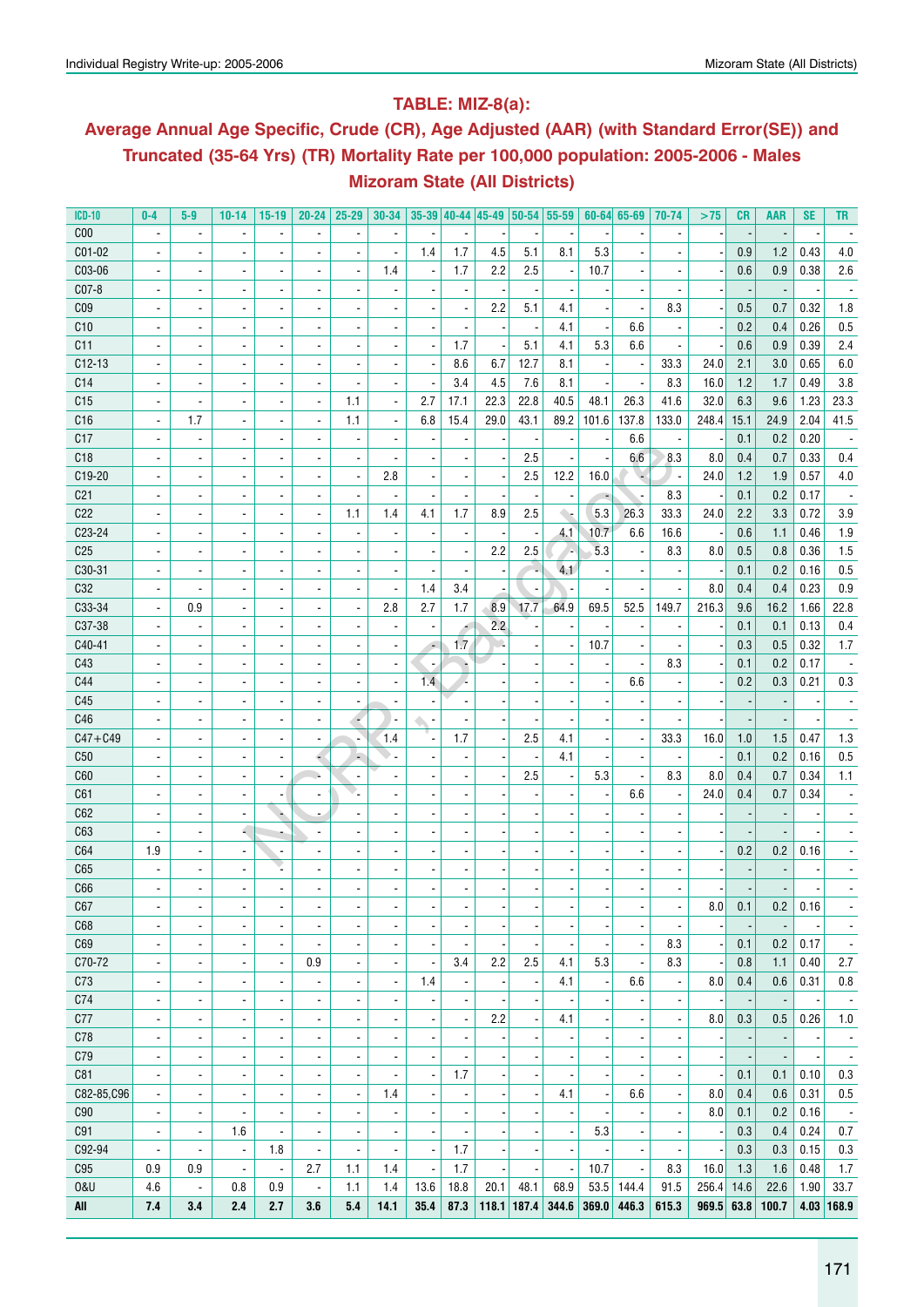## TABLE: MIZ-8(a):

## Average Annual Age Specific, Crude (CR), Age Adjusted (AAR) (with Standard Error(SE)) and Truncated (35-64 Yrs) (TR) Mortality Rate per 100,000 population: 2005-2006 - Males Mizoram State (All Districts)

| ICD-10 | 0-4 | 5-9 | 10-14 | 15-19 | 20-24 | 25-29 | 30-34 | 35-39 | 40-44 | 45-49 | 50-54 | 55-59 | 60-64 | 65-69 | 70-74 | >75 | CR | AAR | SE | TR |
|---|---|---|---|---|---|---|---|---|---|---|---|---|---|---|---|---|---|---|---|---|
| C00 | - | - | - | - | - | - | - | - | - | - | - | - | - | - | - | - | - | - | - | - |
| C01-02 | - | - | - | - | - | - | - | 1.4 | 1.7 | 4.5 | 5.1 | 8.1 | 5.3 | - | - | - | 0.9 | 1.2 | 0.43 | 4.0 |
| C03-06 | - | - | - | - | - | - | 1.4 | - | 1.7 | 2.2 | 2.5 | - | 10.7 | - | - | - | 0.6 | 0.9 | 0.38 | 2.6 |
| C07-8 | - | - | - | - | - | - | - | - | - | - | - | - | - | - | - | - | - | - | - | - |
| C09 | - | - | - | - | - | - | - | - | - | 2.2 | 5.1 | 4.1 | - | - | 8.3 | - | 0.5 | 0.7 | 0.32 | 1.8 |
| C10 | - | - | - | - | - | - | - | - | - | - | - | 4.1 | - | 6.6 | - | - | 0.2 | 0.4 | 0.26 | 0.5 |
| C11 | - | - | - | - | - | - | - | - | 1.7 | - | 5.1 | 4.1 | 5.3 | 6.6 | - | - | 0.6 | 0.9 | 0.39 | 2.4 |
| C12-13 | - | - | - | - | - | - | - | - | 8.6 | 6.7 | 12.7 | 8.1 | - | - | 33.3 | 24.0 | 2.1 | 3.0 | 0.65 | 6.0 |
| C14 | - | - | - | - | - | - | - | - | 3.4 | 4.5 | 7.6 | 8.1 | - | - | 8.3 | 16.0 | 1.2 | 1.7 | 0.49 | 3.8 |
| C15 | - | - | - | - | - | 1.1 | - | 2.7 | 17.1 | 22.3 | 22.8 | 40.5 | 48.1 | 26.3 | 41.6 | 32.0 | 6.3 | 9.6 | 1.23 | 23.3 |
| C16 | - | 1.7 | - | - | - | 1.1 | - | 6.8 | 15.4 | 29.0 | 43.1 | 89.2 | 101.6 | 137.8 | 133.0 | 248.4 | 15.1 | 24.9 | 2.04 | 41.5 |
| C17 | - | - | - | - | - | - | - | - | - | - | - | - | - | 6.6 | - | - | 0.1 | 0.2 | 0.20 | - |
| C18 | - | - | - | - | - | - | - | - | - | - | 2.5 | - | - | 6.6 | 8.3 | 8.0 | 0.4 | 0.7 | 0.33 | 0.4 |
| C19-20 | - | - | - | - | - | - | 2.8 | - | - | - | 2.5 | 12.2 | 16.0 | - | - | 24.0 | 1.2 | 1.9 | 0.57 | 4.0 |
| C21 | - | - | - | - | - | - | - | - | - | - | - | - | - | - | 8.3 | - | 0.1 | 0.2 | 0.17 | - |
| C22 | - | - | - | - | - | 1.1 | 1.4 | 4.1 | 1.7 | 8.9 | 2.5 | - | 5.3 | 26.3 | 33.3 | 24.0 | 2.2 | 3.3 | 0.72 | 3.9 |
| C23-24 | - | - | - | - | - | - | - | - | - | - | - | 4.1 | 10.7 | 6.6 | 16.6 | - | 0.6 | 1.1 | 0.46 | 1.9 |
| C25 | - | - | - | - | - | - | - | - | - | 2.2 | 2.5 | - | 5.3 | - | 8.3 | 8.0 | 0.5 | 0.8 | 0.36 | 1.5 |
| C30-31 | - | - | - | - | - | - | - | - | - | - | - | 4.1 | - | - | - | - | 0.1 | 0.2 | 0.16 | 0.5 |
| C32 | - | - | - | - | - | - | - | 1.4 | 3.4 | - | - | - | - | - | - | 8.0 | 0.4 | 0.4 | 0.23 | 0.9 |
| C33-34 | - | 0.9 | - | - | - | - | 2.8 | 2.7 | 1.7 | 8.9 | 17.7 | 64.9 | 69.5 | 52.5 | 149.7 | 216.3 | 9.6 | 16.2 | 1.66 | 22.8 |
| C37-38 | - | - | - | - | - | - | - | - | - | 2.2 | - | - | - | - | - | - | 0.1 | 0.1 | 0.13 | 0.4 |
| C40-41 | - | - | - | - | - | - | - | - | 1.7 | - | - | - | 10.7 | - | - | - | 0.3 | 0.5 | 0.32 | 1.7 |
| C43 | - | - | - | - | - | - | - | - | - | - | - | - | - | - | 8.3 | - | 0.1 | 0.2 | 0.17 | - |
| C44 | - | - | - | - | - | - | - | 1.4 | - | - | - | - | - | 6.6 | - | - | 0.2 | 0.3 | 0.21 | 0.3 |
| C45 | - | - | - | - | - | - | - | - | - | - | - | - | - | - | - | - | - | - | - | - |
| C46 | - | - | - | - | - | - | - | - | - | - | - | - | - | - | - | - | - | - | - | - |
| C47+C49 | - | - | - | - | - | - | 1.4 | - | 1.7 | - | 2.5 | 4.1 | - | - | 33.3 | 16.0 | 1.0 | 1.5 | 0.47 | 1.3 |
| C50 | - | - | - | - | - | - | - | - | - | - | - | 4.1 | - | - | - | - | 0.1 | 0.2 | 0.16 | 0.5 |
| C60 | - | - | - | - | - | - | - | - | - | - | 2.5 | - | 5.3 | - | 8.3 | 8.0 | 0.4 | 0.7 | 0.34 | 1.1 |
| C61 | - | - | - | - | - | - | - | - | - | - | - | - | - | 6.6 | - | 24.0 | 0.4 | 0.7 | 0.34 | - |
| C62 | - | - | - | - | - | - | - | - | - | - | - | - | - | - | - | - | - | - | - | - |
| C63 | - | - | - | - | - | - | - | - | - | - | - | - | - | - | - | - | - | - | - | - |
| C64 | 1.9 | - | - | - | - | - | - | - | - | - | - | - | - | - | - | - | 0.2 | 0.2 | 0.16 | - |
| C65 | - | - | - | - | - | - | - | - | - | - | - | - | - | - | - | - | - | - | - | - |
| C66 | - | - | - | - | - | - | - | - | - | - | - | - | - | - | - | - | - | - | - | - |
| C67 | - | - | - | - | - | - | - | - | - | - | - | - | - | - | - | 8.0 | 0.1 | 0.2 | 0.16 | - |
| C68 | - | - | - | - | - | - | - | - | - | - | - | - | - | - | - | - | - | - | - | - |
| C69 | - | - | - | - | - | - | - | - | - | - | - | - | - | - | 8.3 | - | 0.1 | 0.2 | 0.17 | - |
| C70-72 | - | - | - | - | 0.9 | - | - | - | 3.4 | 2.2 | 2.5 | 4.1 | 5.3 | - | 8.3 | - | 0.8 | 1.1 | 0.40 | 2.7 |
| C73 | - | - | - | - | - | - | - | 1.4 | - | - | - | 4.1 | - | 6.6 | - | 8.0 | 0.4 | 0.6 | 0.31 | 0.8 |
| C74 | - | - | - | - | - | - | - | - | - | - | - | - | - | - | - | - | - | - | - | - |
| C77 | - | - | - | - | - | - | - | - | - | 2.2 | - | 4.1 | - | - | - | 8.0 | 0.3 | 0.5 | 0.26 | 1.0 |
| C78 | - | - | - | - | - | - | - | - | - | - | - | - | - | - | - | - | - | - | - | - |
| C79 | - | - | - | - | - | - | - | - | - | - | - | - | - | - | - | - | - | - | - | - |
| C81 | - | - | - | - | - | - | - | - | 1.7 | - | - | - | - | - | - | - | 0.1 | 0.1 | 0.10 | 0.3 |
| C82-85,C96 | - | - | - | - | - | - | 1.4 | - | - | - | - | 4.1 | - | 6.6 | - | 8.0 | 0.4 | 0.6 | 0.31 | 0.5 |
| C90 | - | - | - | - | - | - | - | - | - | - | - | - | - | - | - | 8.0 | 0.1 | 0.2 | 0.16 | - |
| C91 | - | - | 1.6 | - | - | - | - | - | - | - | - | - | 5.3 | - | - | - | 0.3 | 0.4 | 0.24 | 0.7 |
| C92-94 | - | - | - | 1.8 | - | - | - | - | 1.7 | - | - | - | - | - | - | - | 0.3 | 0.3 | 0.15 | 0.3 |
| C95 | 0.9 | 0.9 | - | - | 2.7 | 1.1 | 1.4 | - | 1.7 | - | - | - | 10.7 | - | 8.3 | 16.0 | 1.3 | 1.6 | 0.48 | 1.7 |
| O&U | 4.6 | - | 0.8 | 0.9 | - | 1.1 | 1.4 | 13.6 | 18.8 | 20.1 | 48.1 | 68.9 | 53.5 | 144.4 | 91.5 | 256.4 | 14.6 | 22.6 | 1.90 | 33.7 |
| **All** | **7.4** | **3.4** | **2.4** | **2.7** | **3.6** | **5.4** | **14.1** | **35.4** | **87.3** | **118.1** | **187.4** | **344.6** | **369.0** | **446.3** | **615.3** | **969.5** | **63.8** | **100.7** | **4.03** | **168.9** |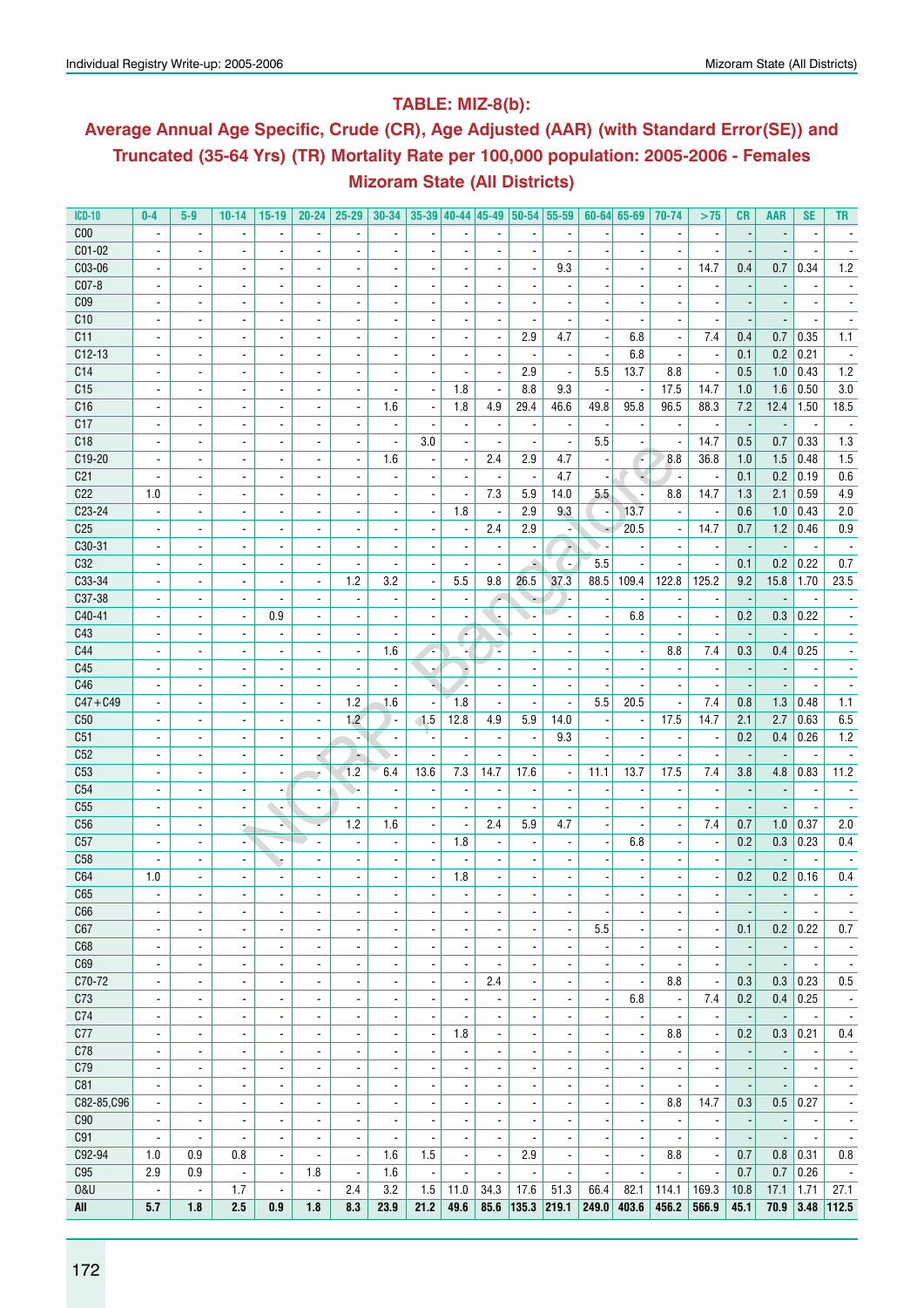## TABLE: MIZ-8(b):

## Average Annual Age Specific, Crude (CR), Age Adjusted (AAR) (with Standard Error(SE)) and Truncated (35-64 Yrs) (TR) Mortality Rate per 100,000 population: 2005-2006 - Females Mizoram State (All Districts)

| ICD-10 | 0-4 | 5-9 | 10-14 | 15-19 | 20-24 | 25-29 | 30-34 | 35-39 | 40-44 | 45-49 | 50-54 | 55-59 | 60-64 | 65-69 | 70-74 | >75 | CR | AAR | SE | TR |
|---|---|---|---|---|---|---|---|---|---|---|---|---|---|---|---|---|---|---|---|---|
| C00 | - | - | - | - | - | - | - | - | - | - | - | - | - | - | - | - | - | - | - | - |
| C01-02 | - | - | - | - | - | - | - | - | - | - | - | - | - | - | - | - | - | - | - | - |
| C03-06 | - | - | - | - | - | - | - | - | - | - | - | 9.3 | - | - | - | 14.7 | 0.4 | 0.7 | 0.34 | 1.2 |
| C07-8 | - | - | - | - | - | - | - | - | - | - | - | - | - | - | - | - | - | - | - | - |
| C09 | - | - | - | - | - | - | - | - | - | - | - | - | - | - | - | - | - | - | - | - |
| C10 | - | - | - | - | - | - | - | - | - | - | - | - | - | - | - | - | - | - | - | - |
| C11 | - | - | - | - | - | - | - | - | - | - | 2.9 | 4.7 | - | 6.8 | - | 7.4 | 0.4 | 0.7 | 0.35 | 1.1 |
| C12-13 | - | - | - | - | - | - | - | - | - | - | - | - | - | 6.8 | - | - | 0.1 | 0.2 | 0.21 | - |
| C14 | - | - | - | - | - | - | - | - | - | - | 2.9 | - | 5.5 | 13.7 | 8.8 | - | 0.5 | 1.0 | 0.43 | 1.2 |
| C15 | - | - | - | - | - | - | - | - | 1.8 | - | 8.8 | 9.3 | - | - | 17.5 | 14.7 | 1.0 | 1.6 | 0.50 | 3.0 |
| C16 | - | - | - | - | - | - | 1.6 | - | 1.8 | 4.9 | 29.4 | 46.6 | 49.8 | 95.8 | 96.5 | 88.3 | 7.2 | 12.4 | 1.50 | 18.5 |
| C17 | - | - | - | - | - | - | - | - | - | - | - | - | - | - | - | - | - | - | - | - |
| C18 | - | - | - | - | - | - | - | 3.0 | - | - | - | - | 5.5 | - | - | 14.7 | 0.5 | 0.7 | 0.33 | 1.3 |
| C19-20 | - | - | - | - | - | - | 1.6 | - | - | 2.4 | 2.9 | 4.7 | - | - | 8.8 | 36.8 | 1.0 | 1.5 | 0.48 | 1.5 |
| C21 | - | - | - | - | - | - | - | - | - | - | - | 4.7 | - | - | - | - | 0.1 | 0.2 | 0.19 | 0.6 |
| C22 | 1.0 | - | - | - | - | - | - | - | - | 7.3 | 5.9 | 14.0 | 5.5 | - | 8.8 | 14.7 | 1.3 | 2.1 | 0.59 | 4.9 |
| C23-24 | - | - | - | - | - | - | - | - | 1.8 | - | 2.9 | 9.3 | - | 13.7 | - | - | 0.6 | 1.0 | 0.43 | 2.0 |
| C25 | - | - | - | - | - | - | - | - | - | 2.4 | 2.9 | - | - | 20.5 | - | 14.7 | 0.7 | 1.2 | 0.46 | 0.9 |
| C30-31 | - | - | - | - | - | - | - | - | - | - | - | - | - | - | - | - | - | - | - | - |
| C32 | - | - | - | - | - | - | - | - | - | - | - | - | 5.5 | - | - | - | 0.1 | 0.2 | 0.22 | 0.7 |
| C33-34 | - | - | - | - | - | 1.2 | 3.2 | - | 5.5 | 9.8 | 26.5 | 37.3 | 88.5 | 109.4 | 122.8 | 125.2 | 9.2 | 15.8 | 1.70 | 23.5 |
| C37-38 | - | - | - | - | - | - | - | - | - | - | - | - | - | - | - | - | - | - | - | - |
| C40-41 | - | - | - | 0.9 | - | - | - | - | - | - | - | - | - | 6.8 | - | - | 0.2 | 0.3 | 0.22 | - |
| C43 | - | - | - | - | - | - | - | - | - | - | - | - | - | - | - | - | - | - | - | - |
| C44 | - | - | - | - | - | - | 1.6 | - | - | - | - | - | - | - | 8.8 | 7.4 | 0.3 | 0.4 | 0.25 | - |
| C45 | - | - | - | - | - | - | - | - | - | - | - | - | - | - | - | - | - | - | - | - |
| C46 | - | - | - | - | - | - | - | - | - | - | - | - | - | - | - | - | - | - | - | - |
| C47+C49 | - | - | - | - | - | 1.2 | 1.6 | - | 1.8 | - | - | - | 5.5 | 20.5 | - | 7.4 | 0.8 | 1.3 | 0.48 | 1.1 |
| C50 | - | - | - | - | - | 1.2 | - | 1.5 | 12.8 | 4.9 | 5.9 | 14.0 | - | - | 17.5 | 14.7 | 2.1 | 2.7 | 0.63 | 6.5 |
| C51 | - | - | - | - | - | - | - | - | - | - | - | 9.3 | - | - | - | - | 0.2 | 0.4 | 0.26 | 1.2 |
| C52 | - | - | - | - | - | - | - | - | - | - | - | - | - | - | - | - | - | - | - | - |
| C53 | - | - | - | - | - | 1.2 | 6.4 | 13.6 | 7.3 | 14.7 | 17.6 | - | 11.1 | 13.7 | 17.5 | 7.4 | 3.8 | 4.8 | 0.83 | 11.2 |
| C54 | - | - | - | - | - | - | - | - | - | - | - | - | - | - | - | - | - | - | - | - |
| C55 | - | - | - | - | - | - | - | - | - | - | - | - | - | - | - | - | - | - | - | - |
| C56 | - | - | - | - | - | 1.2 | 1.6 | - | - | 2.4 | 5.9 | 4.7 | - | - | - | 7.4 | 0.7 | 1.0 | 0.37 | 2.0 |
| C57 | - | - | - | - | - | - | - | - | 1.8 | - | - | - | - | 6.8 | - | - | 0.2 | 0.3 | 0.23 | 0.4 |
| C58 | - | - | - | - | - | - | - | - | - | - | - | - | - | - | - | - | - | - | - | - |
| C64 | 1.0 | - | - | - | - | - | - | - | 1.8 | - | - | - | - | - | - | - | 0.2 | 0.2 | 0.16 | 0.4 |
| C65 | - | - | - | - | - | - | - | - | - | - | - | - | - | - | - | - | - | - | - | - |
| C66 | - | - | - | - | - | - | - | - | - | - | - | - | - | - | - | - | - | - | - | - |
| C67 | - | - | - | - | - | - | - | - | - | - | - | - | 5.5 | - | - | - | 0.1 | 0.2 | 0.22 | 0.7 |
| C68 | - | - | - | - | - | - | - | - | - | - | - | - | - | - | - | - | - | - | - | - |
| C69 | - | - | - | - | - | - | - | - | - | - | - | - | - | - | - | - | - | - | - | - |
| C70-72 | - | - | - | - | - | - | - | - | - | 2.4 | - | - | - | - | 8.8 | - | 0.3 | 0.3 | 0.23 | 0.5 |
| C73 | - | - | - | - | - | - | - | - | - | - | - | - | - | 6.8 | - | 7.4 | 0.2 | 0.4 | 0.25 | - |
| C74 | - | - | - | - | - | - | - | - | - | - | - | - | - | - | - | - | - | - | - | - |
| C77 | - | - | - | - | - | - | - | - | 1.8 | - | - | - | - | - | 8.8 | - | 0.2 | 0.3 | 0.21 | 0.4 |
| C78 | - | - | - | - | - | - | - | - | - | - | - | - | - | - | - | - | - | - | - | - |
| C79 | - | - | - | - | - | - | - | - | - | - | - | - | - | - | - | - | - | - | - | - |
| C81 | - | - | - | - | - | - | - | - | - | - | - | - | - | - | - | - | - | - | - | - |
| C82-85,C96 | - | - | - | - | - | - | - | - | - | - | - | - | - | - | 8.8 | 14.7 | 0.3 | 0.5 | 0.27 | - |
| C90 | - | - | - | - | - | - | - | - | - | - | - | - | - | - | - | - | - | - | - | - |
| C91 | - | - | - | - | - | - | - | - | - | - | - | - | - | - | - | - | - | - | - | - |
| C92-94 | 1.0 | 0.9 | 0.8 | - | - | - | 1.6 | 1.5 | - | - | 2.9 | - | - | - | 8.8 | - | 0.7 | 0.8 | 0.31 | 0.8 |
| C95 | 2.9 | 0.9 | - | - | 1.8 | - | 1.6 | - | - | - | - | - | - | - | - | - | 0.7 | 0.7 | 0.26 | - |
| O&U | - | - | 1.7 | - | - | 2.4 | 3.2 | 1.5 | 11.0 | 34.3 | 17.6 | 51.3 | 66.4 | 82.1 | 114.1 | 169.3 | 10.8 | 17.1 | 1.71 | 27.1 |
| **All** | **5.7** | **1.8** | **2.5** | **0.9** | **1.8** | **8.3** | **23.9** | **21.2** | **49.6** | **85.6** | **135.3** | **219.1** | **249.0** | **403.6** | **456.2** | **566.9** | **45.1** | **70.9** | **3.48** | **112.5** |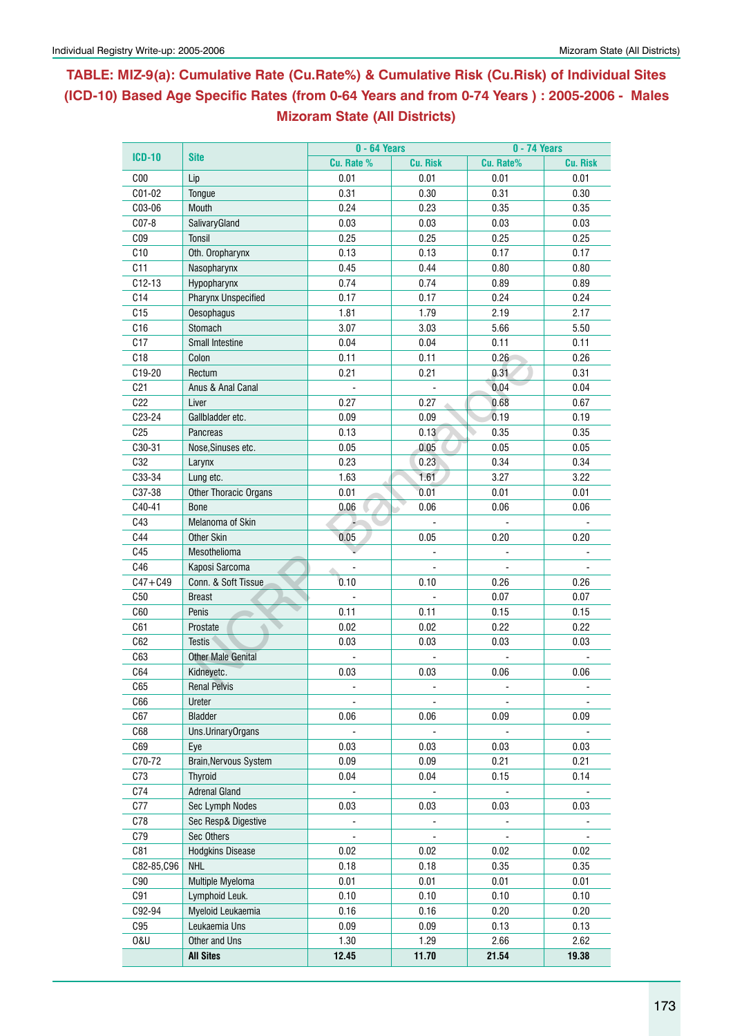## TABLE: MIZ-9(a): Cumulative Rate (Cu.Rate%) & Cumulative Risk (Cu.Risk) of Individual Sites (ICD-10) Based Age Specific Rates (from 0-64 Years and from 0-74 Years ) : 2005-2006 - Males Mizoram State (All Districts)

| ICD-10 | Site | 0 - 64 Years | | 0 - 74 Years | |
|---|---|---|---|---|---|
| | | Cu. Rate % | Cu. Risk | Cu. Rate% | Cu. Risk |
| C00 | Lip | 0.01 | 0.01 | 0.01 | 0.01 |
| C01-02 | Tongue | 0.31 | 0.30 | 0.31 | 0.30 |
| C03-06 | Mouth | 0.24 | 0.23 | 0.35 | 0.35 |
| C07-8 | SalivaryGland | 0.03 | 0.03 | 0.03 | 0.03 |
| C09 | Tonsil | 0.25 | 0.25 | 0.25 | 0.25 |
| C10 | Oth. Oropharynx | 0.13 | 0.13 | 0.17 | 0.17 |
| C11 | Nasopharynx | 0.45 | 0.44 | 0.80 | 0.80 |
| C12-13 | Hypopharynx | 0.74 | 0.74 | 0.89 | 0.89 |
| C14 | Pharynx Unspecified | 0.17 | 0.17 | 0.24 | 0.24 |
| C15 | Oesophagus | 1.81 | 1.79 | 2.19 | 2.17 |
| C16 | Stomach | 3.07 | 3.03 | 5.66 | 5.50 |
| C17 | Small Intestine | 0.04 | 0.04 | 0.11 | 0.11 |
| C18 | Colon | 0.11 | 0.11 | 0.26 | 0.26 |
| C19-20 | Rectum | 0.21 | 0.21 | 0.31 | 0.31 |
| C21 | Anus & Anal Canal | - | - | 0.04 | 0.04 |
| C22 | Liver | 0.27 | 0.27 | 0.68 | 0.67 |
| C23-24 | Gallbladder etc. | 0.09 | 0.09 | 0.19 | 0.19 |
| C25 | Pancreas | 0.13 | 0.13 | 0.35 | 0.35 |
| C30-31 | Nose,Sinuses etc. | 0.05 | 0.05 | 0.05 | 0.05 |
| C32 | Larynx | 0.23 | 0.23 | 0.34 | 0.34 |
| C33-34 | Lung etc. | 1.63 | 1.61 | 3.27 | 3.22 |
| C37-38 | Other Thoracic Organs | 0.01 | 0.01 | 0.01 | 0.01 |
| C40-41 | Bone | 0.06 | 0.06 | 0.06 | 0.06 |
| C43 | Melanoma of Skin | - | - | - | - |
| C44 | Other Skin | 0.05 | 0.05 | 0.20 | 0.20 |
| C45 | Mesothelioma | - | - | - | - |
| C46 | Kaposi Sarcoma | - | - | - | - |
| C47+C49 | Conn. & Soft Tissue | 0.10 | 0.10 | 0.26 | 0.26 |
| C50 | Breast | - | - | 0.07 | 0.07 |
| C60 | Penis | 0.11 | 0.11 | 0.15 | 0.15 |
| C61 | Prostate | 0.02 | 0.02 | 0.22 | 0.22 |
| C62 | Testis | 0.03 | 0.03 | 0.03 | 0.03 |
| C63 | Other Male Genital | - | - | - | - |
| C64 | Kidneyetc. | 0.03 | 0.03 | 0.06 | 0.06 |
| C65 | Renal Pelvis | - | - | - | - |
| C66 | Ureter | - | - | - | - |
| C67 | Bladder | 0.06 | 0.06 | 0.09 | 0.09 |
| C68 | Uns.UrinaryOrgans | - | - | - | - |
| C69 | Eye | 0.03 | 0.03 | 0.03 | 0.03 |
| C70-72 | Brain,Nervous System | 0.09 | 0.09 | 0.21 | 0.21 |
| C73 | Thyroid | 0.04 | 0.04 | 0.15 | 0.14 |
| C74 | Adrenal Gland | - | - | - | - |
| C77 | Sec Lymph Nodes | 0.03 | 0.03 | 0.03 | 0.03 |
| C78 | Sec Resp& Digestive | - | - | - | - |
| C79 | Sec Others | - | - | - | - |
| C81 | Hodgkins Disease | 0.02 | 0.02 | 0.02 | 0.02 |
| C82-85,C96 | NHL | 0.18 | 0.18 | 0.35 | 0.35 |
| C90 | Multiple Myeloma | 0.01 | 0.01 | 0.01 | 0.01 |
| C91 | Lymphoid Leuk. | 0.10 | 0.10 | 0.10 | 0.10 |
| C92-94 | Myeloid Leukaemia | 0.16 | 0.16 | 0.20 | 0.20 |
| C95 | Leukaemia Uns | 0.09 | 0.09 | 0.13 | 0.13 |
| O&U | Other and Uns | 1.30 | 1.29 | 2.66 | 2.62 |
| | **All Sites** | **12.45** | **11.70** | **21.54** | **19.38** |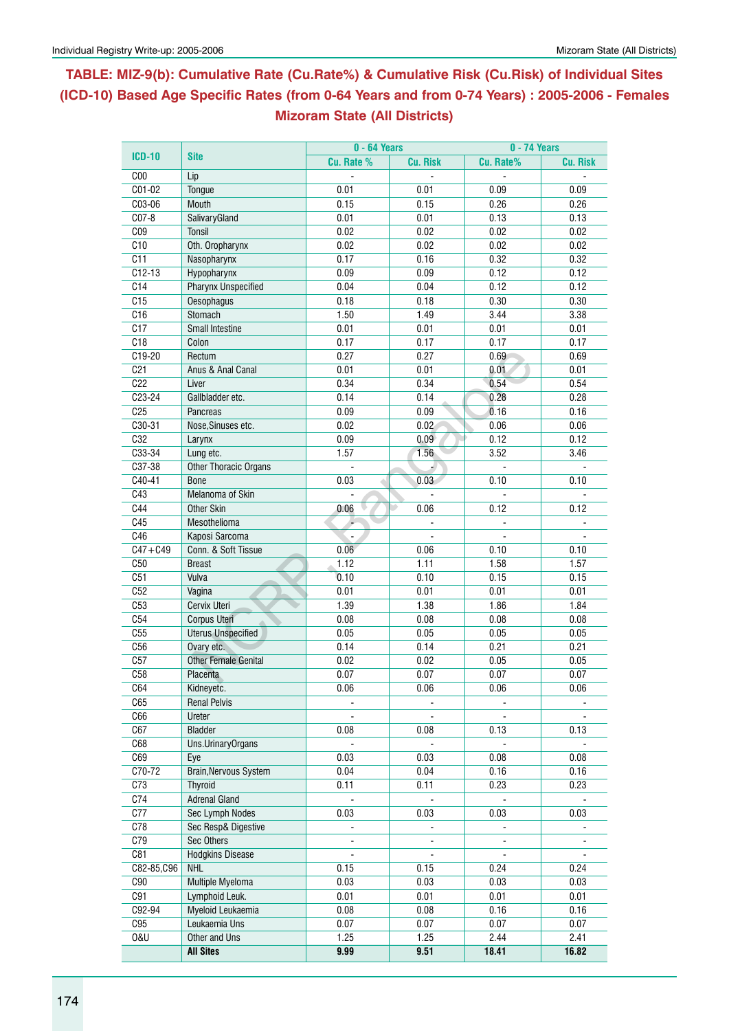# TABLE: MIZ-9(b): Cumulative Rate (Cu.Rate%) & Cumulative Risk (Cu.Risk) of Individual Sites (ICD-10) Based Age Specific Rates (from 0-64 Years and from 0-74 Years) : 2005-2006 - Females Mizoram State (All Districts)

| ICD-10 | Site | 0 - 64 Years | | 0 - 74 Years | |
|---|---|---|---|---|---|
| | | Cu. Rate % | Cu. Risk | Cu. Rate% | Cu. Risk |
| C00 | Lip | - | - | - | - |
| C01-02 | Tongue | 0.01 | 0.01 | 0.09 | 0.09 |
| C03-06 | Mouth | 0.15 | 0.15 | 0.26 | 0.26 |
| C07-8 | SalivaryGland | 0.01 | 0.01 | 0.13 | 0.13 |
| C09 | Tonsil | 0.02 | 0.02 | 0.02 | 0.02 |
| C10 | Oth. Oropharynx | 0.02 | 0.02 | 0.02 | 0.02 |
| C11 | Nasopharynx | 0.17 | 0.16 | 0.32 | 0.32 |
| C12-13 | Hypopharynx | 0.09 | 0.09 | 0.12 | 0.12 |
| C14 | Pharynx Unspecified | 0.04 | 0.04 | 0.12 | 0.12 |
| C15 | Oesophagus | 0.18 | 0.18 | 0.30 | 0.30 |
| C16 | Stomach | 1.50 | 1.49 | 3.44 | 3.38 |
| C17 | Small Intestine | 0.01 | 0.01 | 0.01 | 0.01 |
| C18 | Colon | 0.17 | 0.17 | 0.17 | 0.17 |
| C19-20 | Rectum | 0.27 | 0.27 | 0.69 | 0.69 |
| C21 | Anus & Anal Canal | 0.01 | 0.01 | 0.01 | 0.01 |
| C22 | Liver | 0.34 | 0.34 | 0.54 | 0.54 |
| C23-24 | Gallbladder etc. | 0.14 | 0.14 | 0.28 | 0.28 |
| C25 | Pancreas | 0.09 | 0.09 | 0.16 | 0.16 |
| C30-31 | Nose,Sinuses etc. | 0.02 | 0.02 | 0.06 | 0.06 |
| C32 | Larynx | 0.09 | 0.09 | 0.12 | 0.12 |
| C33-34 | Lung etc. | 1.57 | 1.56 | 3.52 | 3.46 |
| C37-38 | Other Thoracic Organs | - | - | - | - |
| C40-41 | Bone | 0.03 | 0.03 | 0.10 | 0.10 |
| C43 | Melanoma of Skin | - | - | - | - |
| C44 | Other Skin | 0.06 | 0.06 | 0.12 | 0.12 |
| C45 | Mesothelioma | - | - | - | - |
| C46 | Kaposi Sarcoma | - | - | - | - |
| C47+C49 | Conn. & Soft Tissue | 0.06 | 0.06 | 0.10 | 0.10 |
| C50 | Breast | 1.12 | 1.11 | 1.58 | 1.57 |
| C51 | Vulva | 0.10 | 0.10 | 0.15 | 0.15 |
| C52 | Vagina | 0.01 | 0.01 | 0.01 | 0.01 |
| C53 | Cervix Uteri | 1.39 | 1.38 | 1.86 | 1.84 |
| C54 | Corpus Uteri | 0.08 | 0.08 | 0.08 | 0.08 |
| C55 | Uterus Unspecified | 0.05 | 0.05 | 0.05 | 0.05 |
| C56 | Ovary etc. | 0.14 | 0.14 | 0.21 | 0.21 |
| C57 | Other Female Genital | 0.02 | 0.02 | 0.05 | 0.05 |
| C58 | Placenta | 0.07 | 0.07 | 0.07 | 0.07 |
| C64 | Kidneyetc. | 0.06 | 0.06 | 0.06 | 0.06 |
| C65 | Renal Pelvis | - | - | - | - |
| C66 | Ureter | - | - | - | - |
| C67 | Bladder | 0.08 | 0.08 | 0.13 | 0.13 |
| C68 | Uns.UrinaryOrgans | - | - | - | - |
| C69 | Eye | 0.03 | 0.03 | 0.08 | 0.08 |
| C70-72 | Brain,Nervous System | 0.04 | 0.04 | 0.16 | 0.16 |
| C73 | Thyroid | 0.11 | 0.11 | 0.23 | 0.23 |
| C74 | Adrenal Gland | - | - | - | - |
| C77 | Sec Lymph Nodes | 0.03 | 0.03 | 0.03 | 0.03 |
| C78 | Sec Resp& Digestive | - | - | - | - |
| C79 | Sec Others | - | - | - | - |
| C81 | Hodgkins Disease | - | - | - | - |
| C82-85,C96 | NHL | 0.15 | 0.15 | 0.24 | 0.24 |
| C90 | Multiple Myeloma | 0.03 | 0.03 | 0.03 | 0.03 |
| C91 | Lymphoid Leuk. | 0.01 | 0.01 | 0.01 | 0.01 |
| C92-94 | Myeloid Leukaemia | 0.08 | 0.08 | 0.16 | 0.16 |
| C95 | Leukaemia Uns | 0.07 | 0.07 | 0.07 | 0.07 |
| O&U | Other and Uns | 1.25 | 1.25 | 2.44 | 2.41 |
| | **All Sites** | **9.99** | **9.51** | **18.41** | **16.82** |